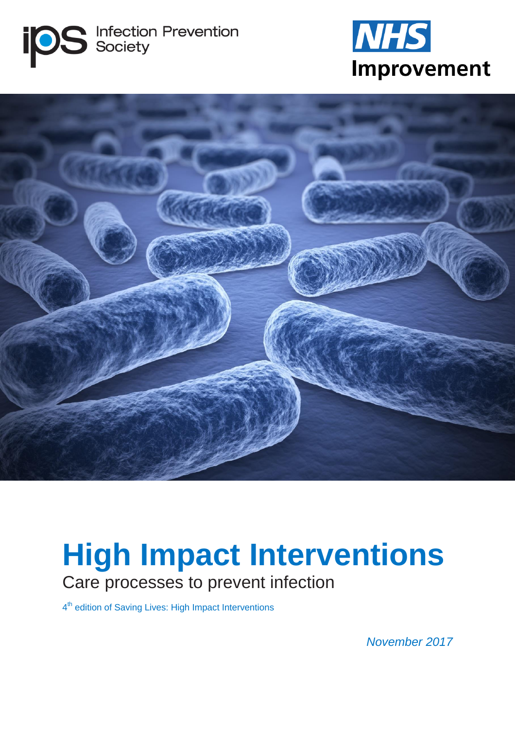Infection Prevention Society

NHS Improvement

# High Impact Interventions

## Care processes to prevent infection

4th edition of Saving Lives: High Impact Interventions

*November 2017*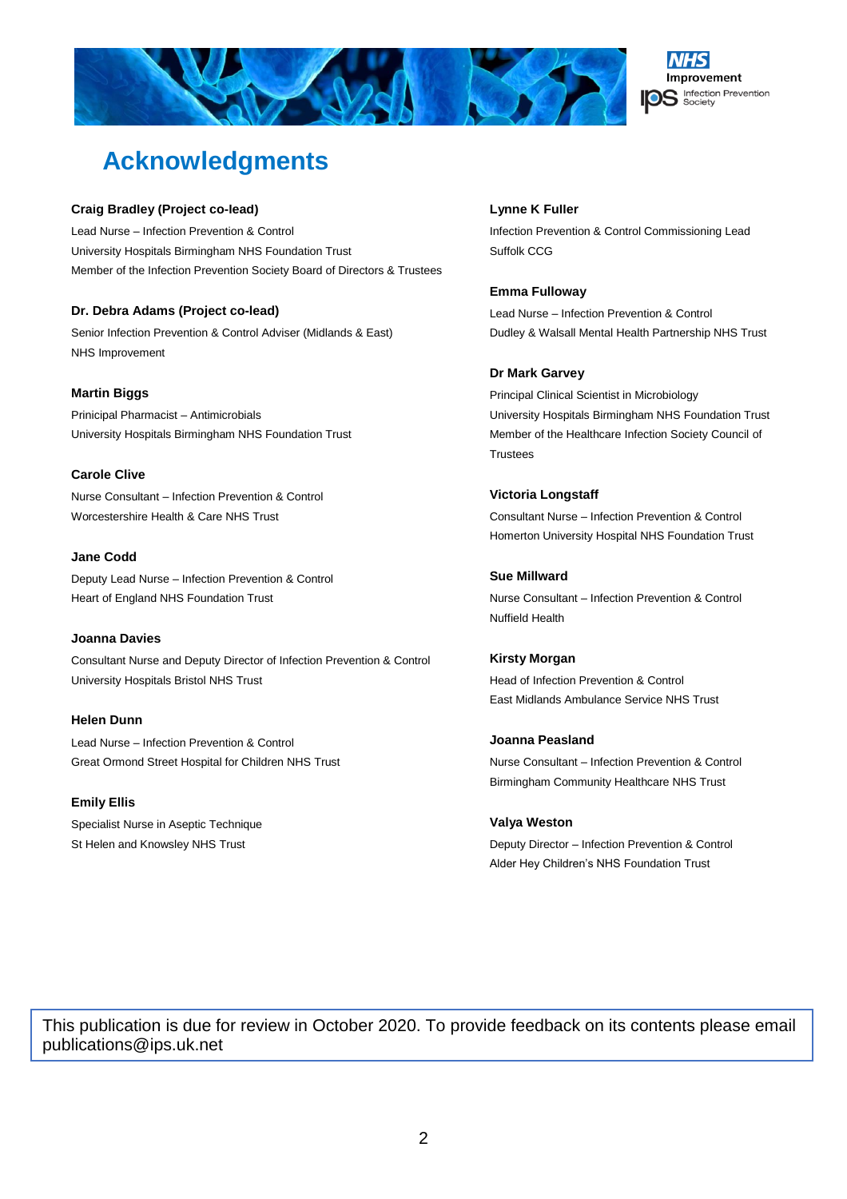# Acknowledgments

**Craig Bradley (Project co-lead)**
Lead Nurse – Infection Prevention & Control
University Hospitals Birmingham NHS Foundation Trust
Member of the Infection Prevention Society Board of Directors & Trustees

**Dr. Debra Adams (Project co-lead)**
Senior Infection Prevention & Control Adviser (Midlands & East)
NHS Improvement

**Martin Biggs**
Prinicipal Pharmacist – Antimicrobials
University Hospitals Birmingham NHS Foundation Trust

**Carole Clive**
Nurse Consultant – Infection Prevention & Control
Worcestershire Health & Care NHS Trust

**Jane Codd**
Deputy Lead Nurse – Infection Prevention & Control
Heart of England NHS Foundation Trust

**Joanna Davies**
Consultant Nurse and Deputy Director of Infection Prevention & Control
University Hospitals Bristol NHS Trust

**Helen Dunn**
Lead Nurse – Infection Prevention & Control
Great Ormond Street Hospital for Children NHS Trust

**Emily Ellis**
Specialist Nurse in Aseptic Technique
St Helen and Knowsley NHS Trust

**Lynne K Fuller**
Infection Prevention & Control Commissioning Lead
Suffolk CCG

**Emma Fulloway**
Lead Nurse – Infection Prevention & Control
Dudley & Walsall Mental Health Partnership NHS Trust

**Dr Mark Garvey**
Principal Clinical Scientist in Microbiology
University Hospitals Birmingham NHS Foundation Trust
Member of the Healthcare Infection Society Council of Trustees

**Victoria Longstaff**
Consultant Nurse – Infection Prevention & Control
Homerton University Hospital NHS Foundation Trust

**Sue Millward**
Nurse Consultant – Infection Prevention & Control
Nuffield Health

**Kirsty Morgan**
Head of Infection Prevention & Control
East Midlands Ambulance Service NHS Trust

**Joanna Peasland**
Nurse Consultant – Infection Prevention & Control
Birmingham Community Healthcare NHS Trust

**Valya Weston**
Deputy Director – Infection Prevention & Control
Alder Hey Children's NHS Foundation Trust

This publication is due for review in October 2020. To provide feedback on its contents please email publications@ips.uk.net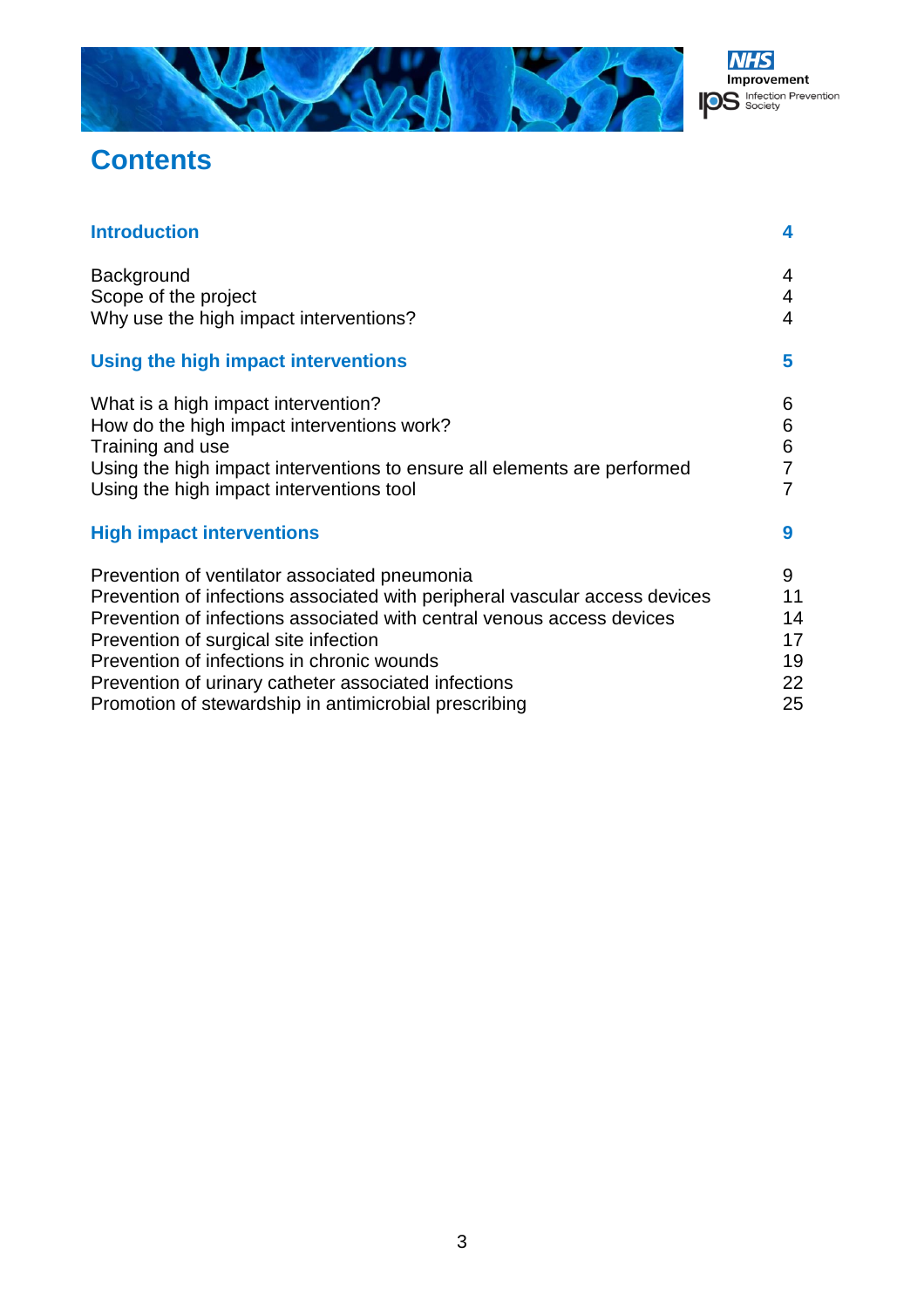# Contents

| | |
|---|---|
| **Introduction** | **4** |
| Background | 4 |
| Scope of the project | 4 |
| Why use the high impact interventions? | 4 |
| **Using the high impact interventions** | **5** |
| What is a high impact intervention? | 6 |
| How do the high impact interventions work? | 6 |
| Training and use | 6 |
| Using the high impact interventions to ensure all elements are performed | 7 |
| Using the high impact interventions tool | 7 |
| **High impact interventions** | **9** |
| Prevention of ventilator associated pneumonia | 9 |
| Prevention of infections associated with peripheral vascular access devices | 11 |
| Prevention of infections associated with central venous access devices | 14 |
| Prevention of surgical site infection | 17 |
| Prevention of infections in chronic wounds | 19 |
| Prevention of urinary catheter associated infections | 22 |
| Promotion of stewardship in antimicrobial prescribing | 25 |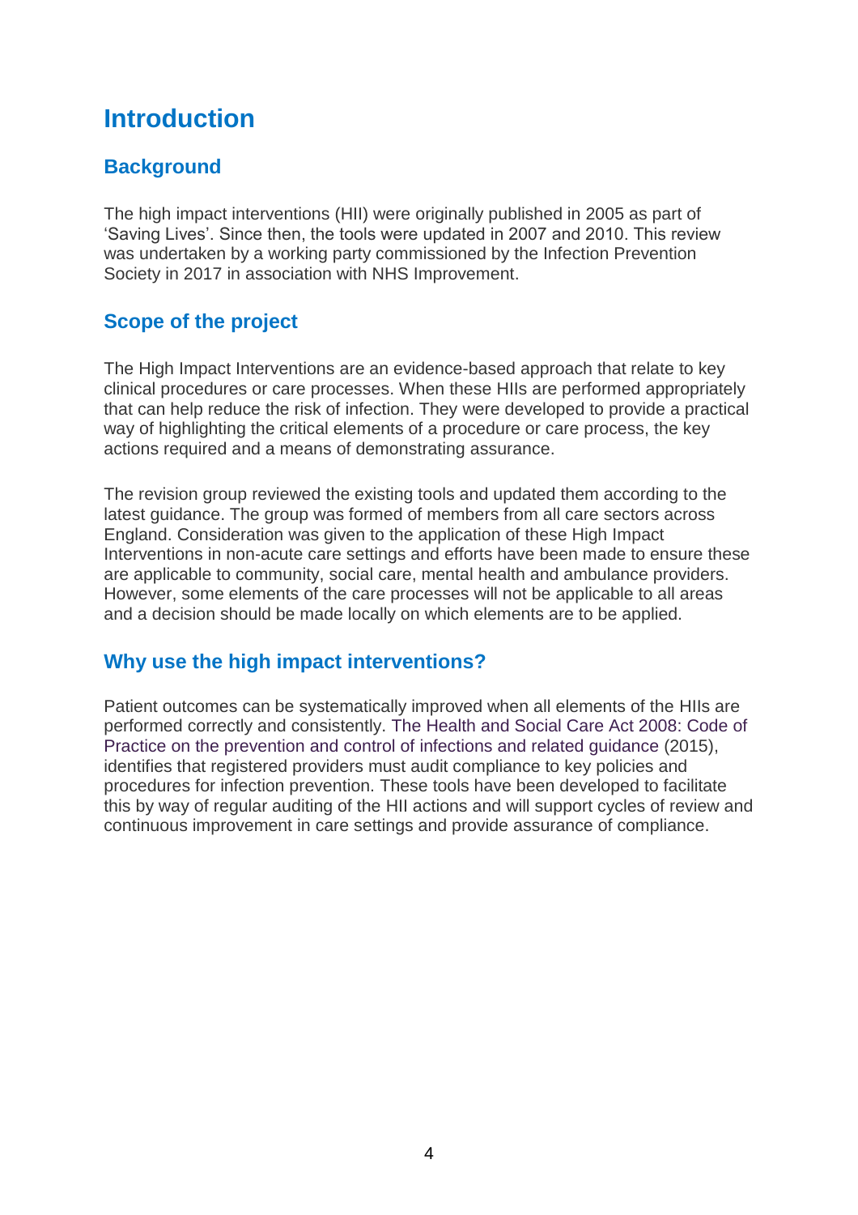# Introduction

## Background

The high impact interventions (HII) were originally published in 2005 as part of 'Saving Lives'. Since then, the tools were updated in 2007 and 2010. This review was undertaken by a working party commissioned by the Infection Prevention Society in 2017 in association with NHS Improvement.

## Scope of the project

The High Impact Interventions are an evidence-based approach that relate to key clinical procedures or care processes. When these HIIs are performed appropriately that can help reduce the risk of infection. They were developed to provide a practical way of highlighting the critical elements of a procedure or care process, the key actions required and a means of demonstrating assurance.

The revision group reviewed the existing tools and updated them according to the latest guidance. The group was formed of members from all care sectors across England. Consideration was given to the application of these High Impact Interventions in non-acute care settings and efforts have been made to ensure these are applicable to community, social care, mental health and ambulance providers. However, some elements of the care processes will not be applicable to all areas and a decision should be made locally on which elements are to be applied.

## Why use the high impact interventions?

Patient outcomes can be systematically improved when all elements of the HIIs are performed correctly and consistently. The Health and Social Care Act 2008: Code of Practice on the prevention and control of infections and related guidance (2015), identifies that registered providers must audit compliance to key policies and procedures for infection prevention. These tools have been developed to facilitate this by way of regular auditing of the HII actions and will support cycles of review and continuous improvement in care settings and provide assurance of compliance.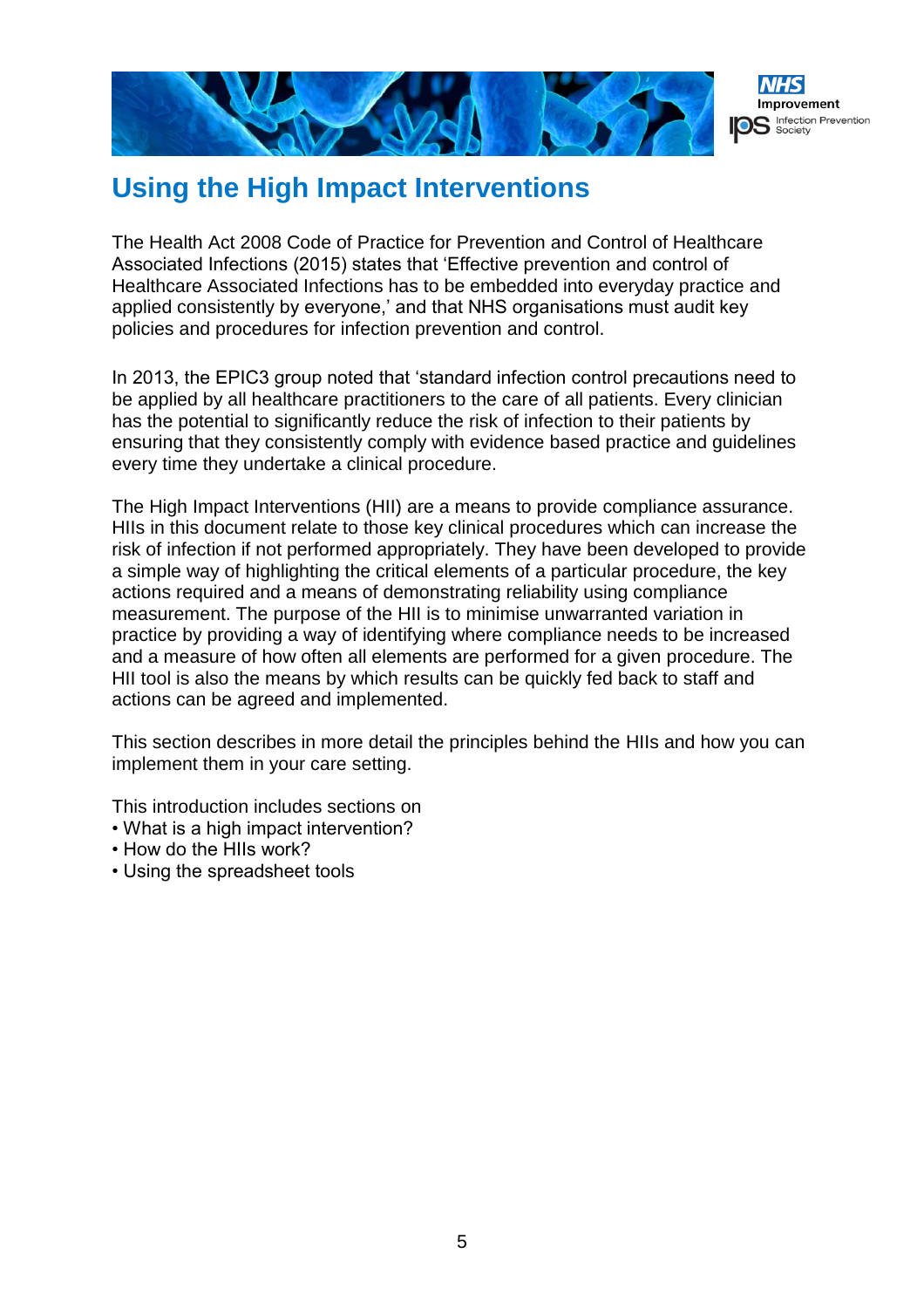# Using the High Impact Interventions

The Health Act 2008 Code of Practice for Prevention and Control of Healthcare Associated Infections (2015) states that 'Effective prevention and control of Healthcare Associated Infections has to be embedded into everyday practice and applied consistently by everyone,' and that NHS organisations must audit key policies and procedures for infection prevention and control.

In 2013, the EPIC3 group noted that 'standard infection control precautions need to be applied by all healthcare practitioners to the care of all patients. Every clinician has the potential to significantly reduce the risk of infection to their patients by ensuring that they consistently comply with evidence based practice and guidelines every time they undertake a clinical procedure.

The High Impact Interventions (HII) are a means to provide compliance assurance. HIIs in this document relate to those key clinical procedures which can increase the risk of infection if not performed appropriately. They have been developed to provide a simple way of highlighting the critical elements of a particular procedure, the key actions required and a means of demonstrating reliability using compliance measurement. The purpose of the HII is to minimise unwarranted variation in practice by providing a way of identifying where compliance needs to be increased and a measure of how often all elements are performed for a given procedure. The HII tool is also the means by which results can be quickly fed back to staff and actions can be agreed and implemented.

This section describes in more detail the principles behind the HIIs and how you can implement them in your care setting.

This introduction includes sections on

- What is a high impact intervention?
- How do the HIIs work?
- Using the spreadsheet tools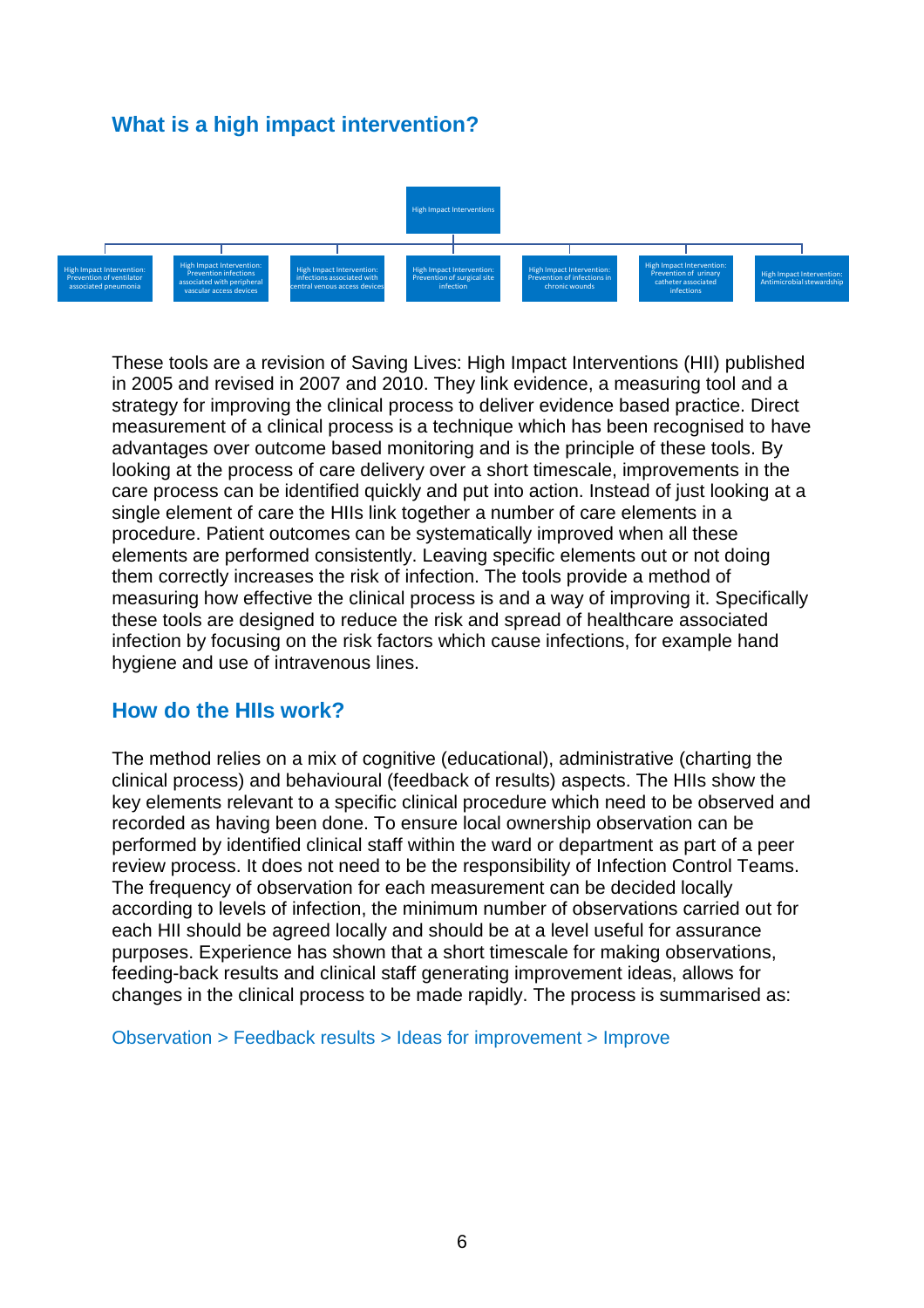## What is a high impact intervention?

High Impact Interventions

- High Impact Intervention: Prevention of ventilator associated pneumonia
- High Impact Intervention: Prevention infections associated with peripheral vascular access devices
- High Impact Intervention: infections associated with central venous access devices
- High Impact Intervention: Prevention of surgical site infection
- High Impact Intervention: Prevention of infections in chronic wounds
- High Impact Intervention: Prevention of urinary catheter associated infections
- High Impact Intervention: Antimicrobial stewardship

These tools are a revision of Saving Lives: High Impact Interventions (HII) published in 2005 and revised in 2007 and 2010. They link evidence, a measuring tool and a strategy for improving the clinical process to deliver evidence based practice. Direct measurement of a clinical process is a technique which has been recognised to have advantages over outcome based monitoring and is the principle of these tools. By looking at the process of care delivery over a short timescale, improvements in the care process can be identified quickly and put into action. Instead of just looking at a single element of care the HIIs link together a number of care elements in a procedure. Patient outcomes can be systematically improved when all these elements are performed consistently. Leaving specific elements out or not doing them correctly increases the risk of infection. The tools provide a method of measuring how effective the clinical process is and a way of improving it. Specifically these tools are designed to reduce the risk and spread of healthcare associated infection by focusing on the risk factors which cause infections, for example hand hygiene and use of intravenous lines.

## How do the HIIs work?

The method relies on a mix of cognitive (educational), administrative (charting the clinical process) and behavioural (feedback of results) aspects. The HIIs show the key elements relevant to a specific clinical procedure which need to be observed and recorded as having been done. To ensure local ownership observation can be performed by identified clinical staff within the ward or department as part of a peer review process. It does not need to be the responsibility of Infection Control Teams. The frequency of observation for each measurement can be decided locally according to levels of infection, the minimum number of observations carried out for each HII should be agreed locally and should be at a level useful for assurance purposes. Experience has shown that a short timescale for making observations, feeding-back results and clinical staff generating improvement ideas, allows for changes in the clinical process to be made rapidly. The process is summarised as:

Observation > Feedback results > Ideas for improvement > Improve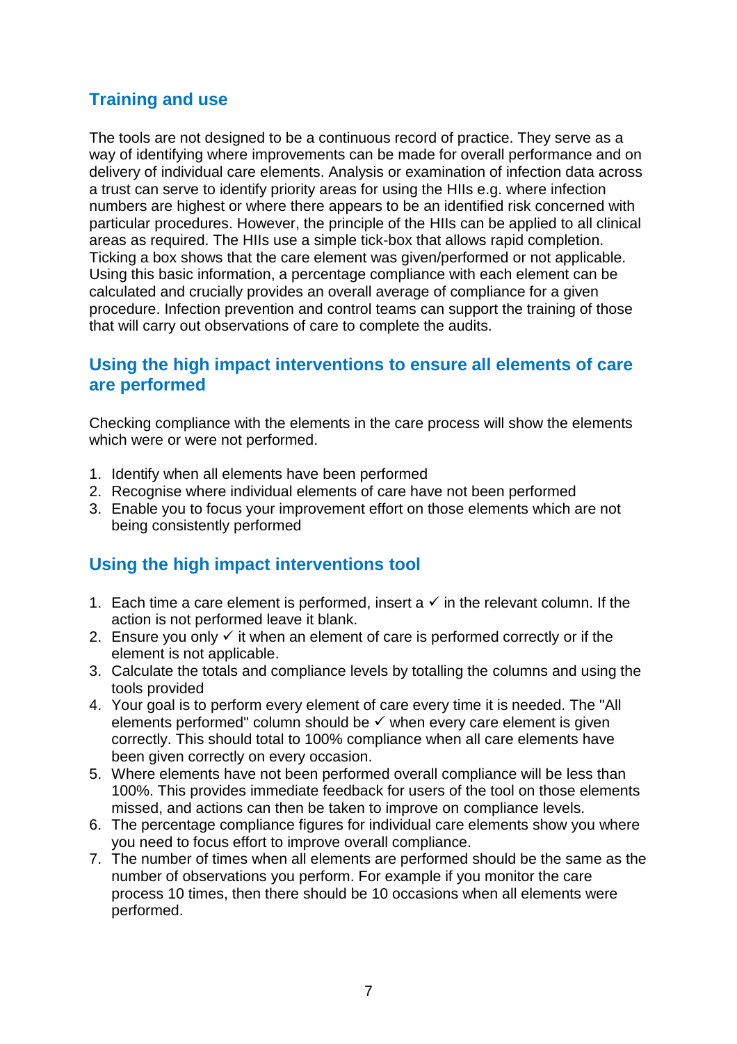## Training and use

The tools are not designed to be a continuous record of practice. They serve as a way of identifying where improvements can be made for overall performance and on delivery of individual care elements. Analysis or examination of infection data across a trust can serve to identify priority areas for using the HIIs e.g. where infection numbers are highest or where there appears to be an identified risk concerned with particular procedures. However, the principle of the HIIs can be applied to all clinical areas as required. The HIIs use a simple tick-box that allows rapid completion. Ticking a box shows that the care element was given/performed or not applicable. Using this basic information, a percentage compliance with each element can be calculated and crucially provides an overall average of compliance for a given procedure. Infection prevention and control teams can support the training of those that will carry out observations of care to complete the audits.

## Using the high impact interventions to ensure all elements of care are performed

Checking compliance with the elements in the care process will show the elements which were or were not performed.

1. Identify when all elements have been performed
2. Recognise where individual elements of care have not been performed
3. Enable you to focus your improvement effort on those elements which are not being consistently performed

## Using the high impact interventions tool

1. Each time a care element is performed, insert a ✓ in the relevant column. If the action is not performed leave it blank.
2. Ensure you only ✓ it when an element of care is performed correctly or if the element is not applicable.
3. Calculate the totals and compliance levels by totalling the columns and using the tools provided
4. Your goal is to perform every element of care every time it is needed. The "All elements performed" column should be ✓ when every care element is given correctly. This should total to 100% compliance when all care elements have been given correctly on every occasion.
5. Where elements have not been performed overall compliance will be less than 100%. This provides immediate feedback for users of the tool on those elements missed, and actions can then be taken to improve on compliance levels.
6. The percentage compliance figures for individual care elements show you where you need to focus effort to improve overall compliance.
7. The number of times when all elements are performed should be the same as the number of observations you perform. For example if you monitor the care process 10 times, then there should be 10 occasions when all elements were performed.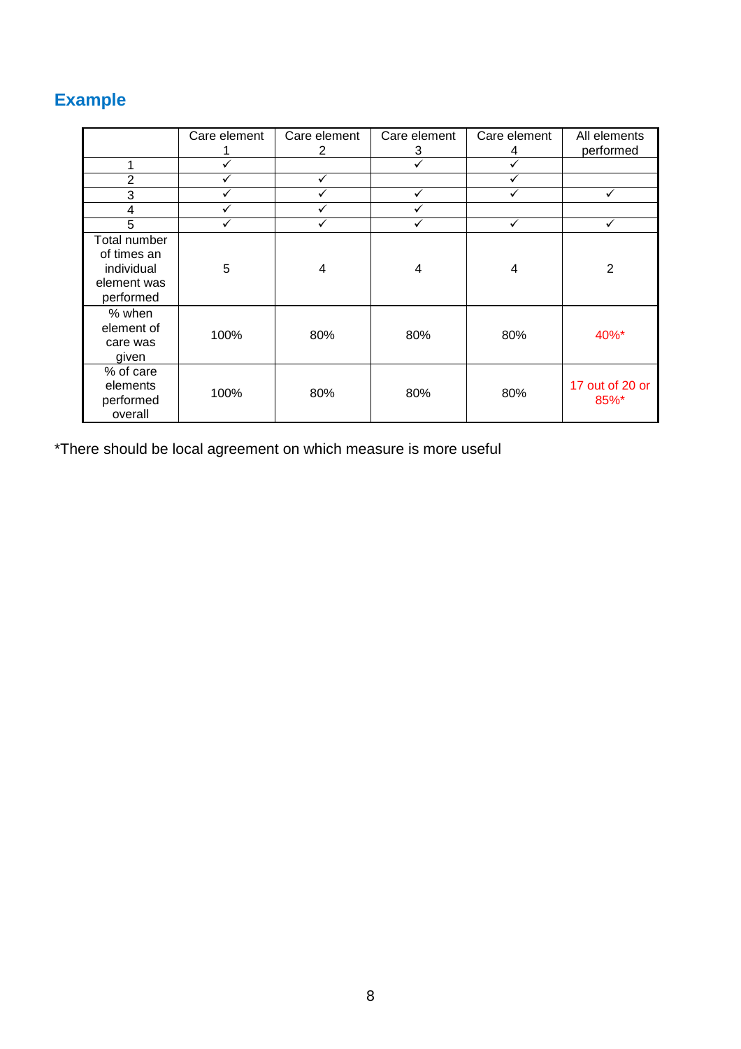## Example

| | Care element 1 | Care element 2 | Care element 3 | Care element 4 | All elements performed |
|---|---|---|---|---|---|
| 1 | ✓ | | ✓ | ✓ | |
| 2 | ✓ | ✓ | | ✓ | |
| 3 | ✓ | ✓ | ✓ | ✓ | ✓ |
| 4 | ✓ | ✓ | ✓ | | |
| 5 | ✓ | ✓ | ✓ | ✓ | ✓ |
| Total number of times an individual element was performed | 5 | 4 | 4 | 4 | 2 |
| % when element of care was given | 100% | 80% | 80% | 80% | 40%* |
| % of care elements performed overall | 100% | 80% | 80% | 80% | 17 out of 20 or 85%* |

*There should be local agreement on which measure is more useful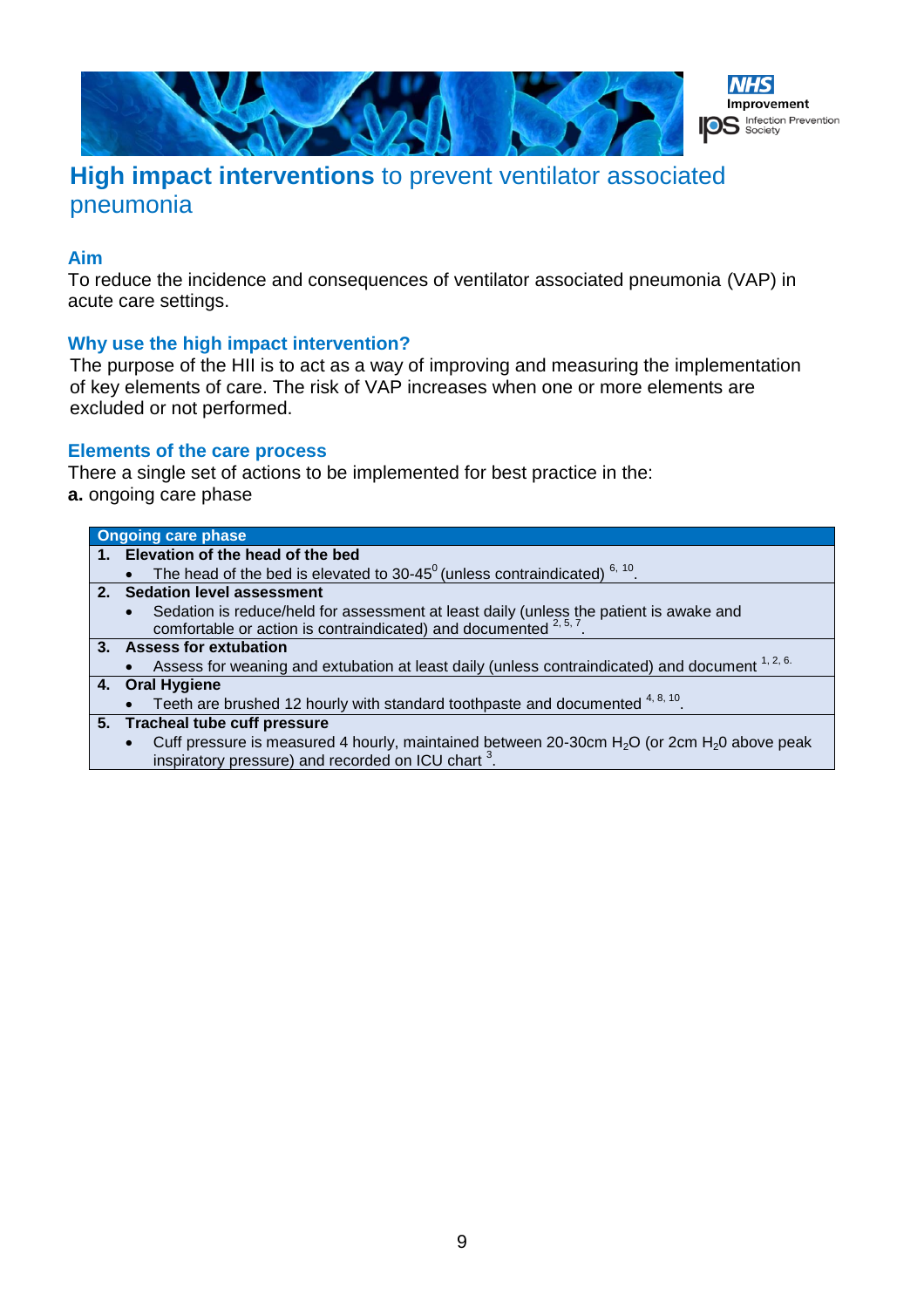# **High impact interventions** to prevent ventilator associated pneumonia

## Aim

To reduce the incidence and consequences of ventilator associated pneumonia (VAP) in acute care settings.

## Why use the high impact intervention?

The purpose of the HII is to act as a way of improving and measuring the implementation of key elements of care. The risk of VAP increases when one or more elements are excluded or not performed.

## Elements of the care process

There a single set of actions to be implemented for best practice in the:

**a.** ongoing care phase

| Ongoing care phase |
|---|
| **1. Elevation of the head of the bed**<br>• The head of the bed is elevated to 30-45$^0$ (unless contraindicated) [6, 10]. |
| **2. Sedation level assessment**<br>• Sedation is reduce/held for assessment at least daily (unless the patient is awake and comfortable or action is contraindicated) and documented [2, 5, 7]. |
| **3. Assess for extubation**<br>• Assess for weaning and extubation at least daily (unless contraindicated) and document [1, 2, 6]. |
| **4. Oral Hygiene**<br>• Teeth are brushed 12 hourly with standard toothpaste and documented [4, 8, 10]. |
| **5. Tracheal tube cuff pressure**<br>• Cuff pressure is measured 4 hourly, maintained between 20-30cm $H_2O$ (or 2cm $H_20$ above peak inspiratory pressure) and recorded on ICU chart [3]. |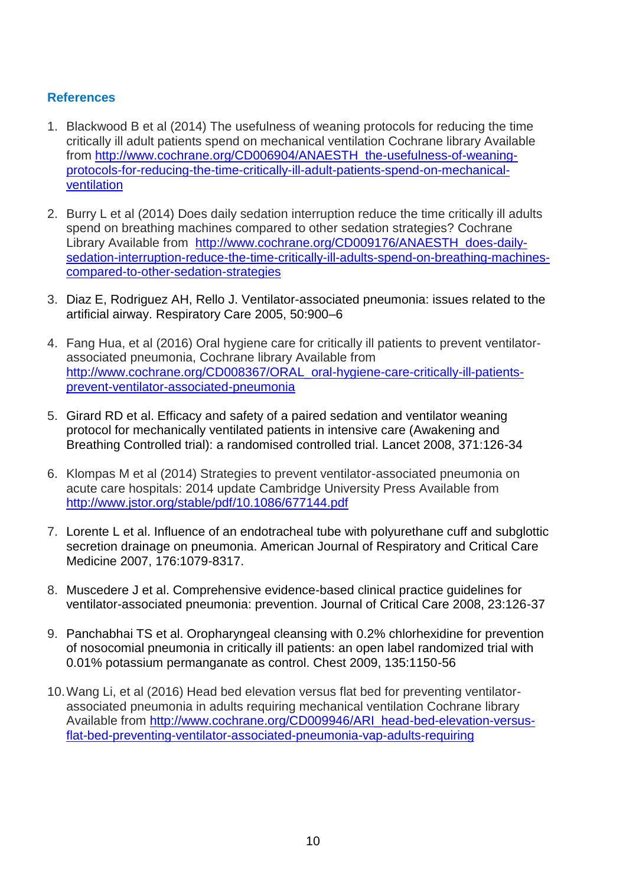## References

1. Blackwood B et al (2014) The usefulness of weaning protocols for reducing the time critically ill adult patients spend on mechanical ventilation Cochrane library Available from http://www.cochrane.org/CD006904/ANAESTH_the-usefulness-of-weaning-protocols-for-reducing-the-time-critically-ill-adult-patients-spend-on-mechanical-ventilation

2. Burry L et al (2014) Does daily sedation interruption reduce the time critically ill adults spend on breathing machines compared to other sedation strategies? Cochrane Library Available from http://www.cochrane.org/CD009176/ANAESTH_does-daily-sedation-interruption-reduce-the-time-critically-ill-adults-spend-on-breathing-machines-compared-to-other-sedation-strategies

3. Diaz E, Rodriguez AH, Rello J. Ventilator-associated pneumonia: issues related to the artificial airway. Respiratory Care 2005, 50:900–6

4. Fang Hua, et al (2016) Oral hygiene care for critically ill patients to prevent ventilator-associated pneumonia, Cochrane library Available from http://www.cochrane.org/CD008367/ORAL_oral-hygiene-care-critically-ill-patients-prevent-ventilator-associated-pneumonia

5. Girard RD et al. Efficacy and safety of a paired sedation and ventilator weaning protocol for mechanically ventilated patients in intensive care (Awakening and Breathing Controlled trial): a randomised controlled trial. Lancet 2008, 371:126-34

6. Klompas M et al (2014) Strategies to prevent ventilator-associated pneumonia on acute care hospitals: 2014 update Cambridge University Press Available from http://www.jstor.org/stable/pdf/10.1086/677144.pdf

7. Lorente L et al. Influence of an endotracheal tube with polyurethane cuff and subglottic secretion drainage on pneumonia. American Journal of Respiratory and Critical Care Medicine 2007, 176:1079-8317.

8. Muscedere J et al. Comprehensive evidence-based clinical practice guidelines for ventilator-associated pneumonia: prevention. Journal of Critical Care 2008, 23:126-37

9. Panchabhai TS et al. Oropharyngeal cleansing with 0.2% chlorhexidine for prevention of nosocomial pneumonia in critically ill patients: an open label randomized trial with 0.01% potassium permanganate as control. Chest 2009, 135:1150-56

10. Wang Li, et al (2016) Head bed elevation versus flat bed for preventing ventilator-associated pneumonia in adults requiring mechanical ventilation Cochrane library Available from http://www.cochrane.org/CD009946/ARI_head-bed-elevation-versus-flat-bed-preventing-ventilator-associated-pneumonia-vap-adults-requiring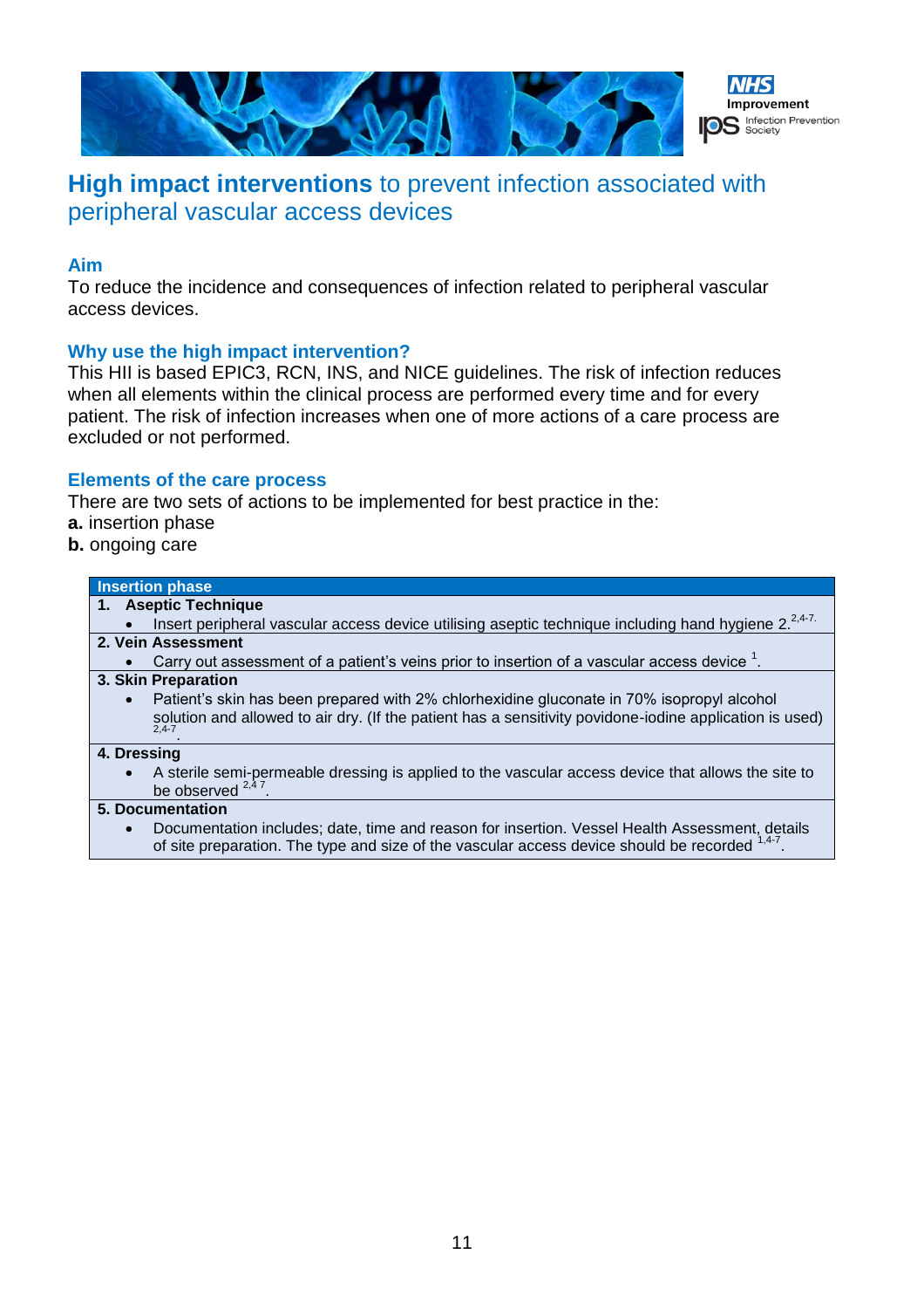# **High impact interventions** to prevent infection associated with peripheral vascular access devices

## Aim

To reduce the incidence and consequences of infection related to peripheral vascular access devices.

## Why use the high impact intervention?

This HII is based EPIC3, RCN, INS, and NICE guidelines. The risk of infection reduces when all elements within the clinical process are performed every time and for every patient. The risk of infection increases when one of more actions of a care process are excluded or not performed.

## Elements of the care process

There are two sets of actions to be implemented for best practice in the:

**a.** insertion phase

**b.** ongoing care

| Insertion phase |
|---|
| **1. Aseptic Technique** |
| • Insert peripheral vascular access device utilising aseptic technique including hand hygiene 2.[2,4-7.] |
| **2. Vein Assessment** |
| • Carry out assessment of a patient's veins prior to insertion of a vascular access device [1]. |
| **3. Skin Preparation** |
| • Patient's skin has been prepared with 2% chlorhexidine gluconate in 70% isopropyl alcohol solution and allowed to air dry. (If the patient has a sensitivity povidone-iodine application is used) [2,4-7]. |
| **4. Dressing** |
| • A sterile semi-permeable dressing is applied to the vascular access device that allows the site to be observed [2,4 7]. |
| **5. Documentation** |
| • Documentation includes; date, time and reason for insertion. Vessel Health Assessment, details of site preparation. The type and size of the vascular access device should be recorded [1,4-7]. |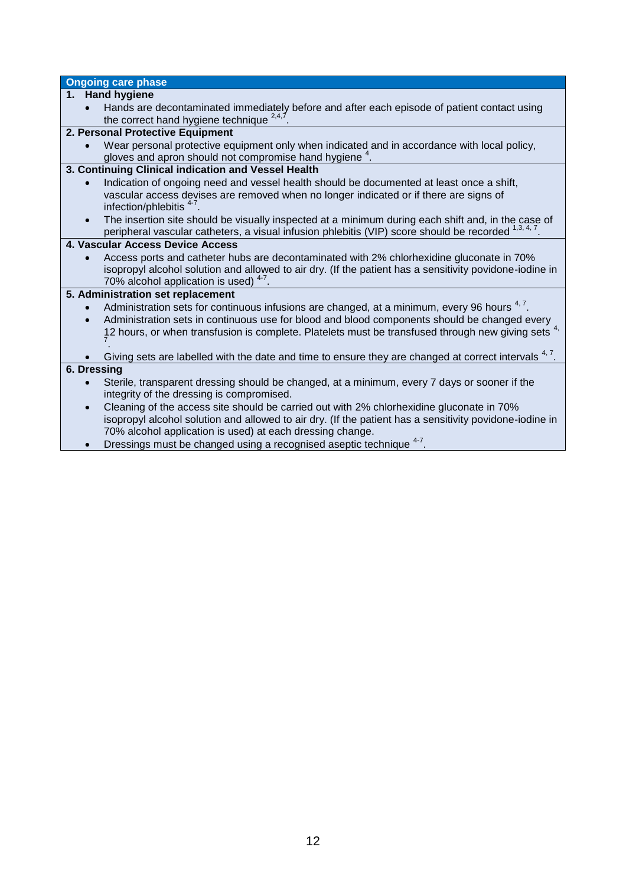## Ongoing care phase

### 1. Hand hygiene

- Hands are decontaminated immediately before and after each episode of patient contact using the correct hand hygiene technique [2,4,7].

### 2. Personal Protective Equipment

- Wear personal protective equipment only when indicated and in accordance with local policy, gloves and apron should not compromise hand hygiene [4].

### 3. Continuing Clinical indication and Vessel Health

- Indication of ongoing need and vessel health should be documented at least once a shift, vascular access devises are removed when no longer indicated or if there are signs of infection/phlebitis [4-7].
- The insertion site should be visually inspected at a minimum during each shift and, in the case of peripheral vascular catheters, a visual infusion phlebitis (VIP) score should be recorded [1,3, 4, 7].

### 4. Vascular Access Device Access

- Access ports and catheter hubs are decontaminated with 2% chlorhexidine gluconate in 70% isopropyl alcohol solution and allowed to air dry. (If the patient has a sensitivity povidone-iodine in 70% alcohol application is used) [4-7].

### 5. Administration set replacement

- Administration sets for continuous infusions are changed, at a minimum, every 96 hours [4, 7].
- Administration sets in continuous use for blood and blood components should be changed every 12 hours, or when transfusion is complete. Platelets must be transfused through new giving sets [4, 7].
- Giving sets are labelled with the date and time to ensure they are changed at correct intervals [4, 7].

### 6. Dressing

- Sterile, transparent dressing should be changed, at a minimum, every 7 days or sooner if the integrity of the dressing is compromised.
- Cleaning of the access site should be carried out with 2% chlorhexidine gluconate in 70% isopropyl alcohol solution and allowed to air dry. (If the patient has a sensitivity povidone-iodine in 70% alcohol application is used) at each dressing change.
- Dressings must be changed using a recognised aseptic technique [4-7].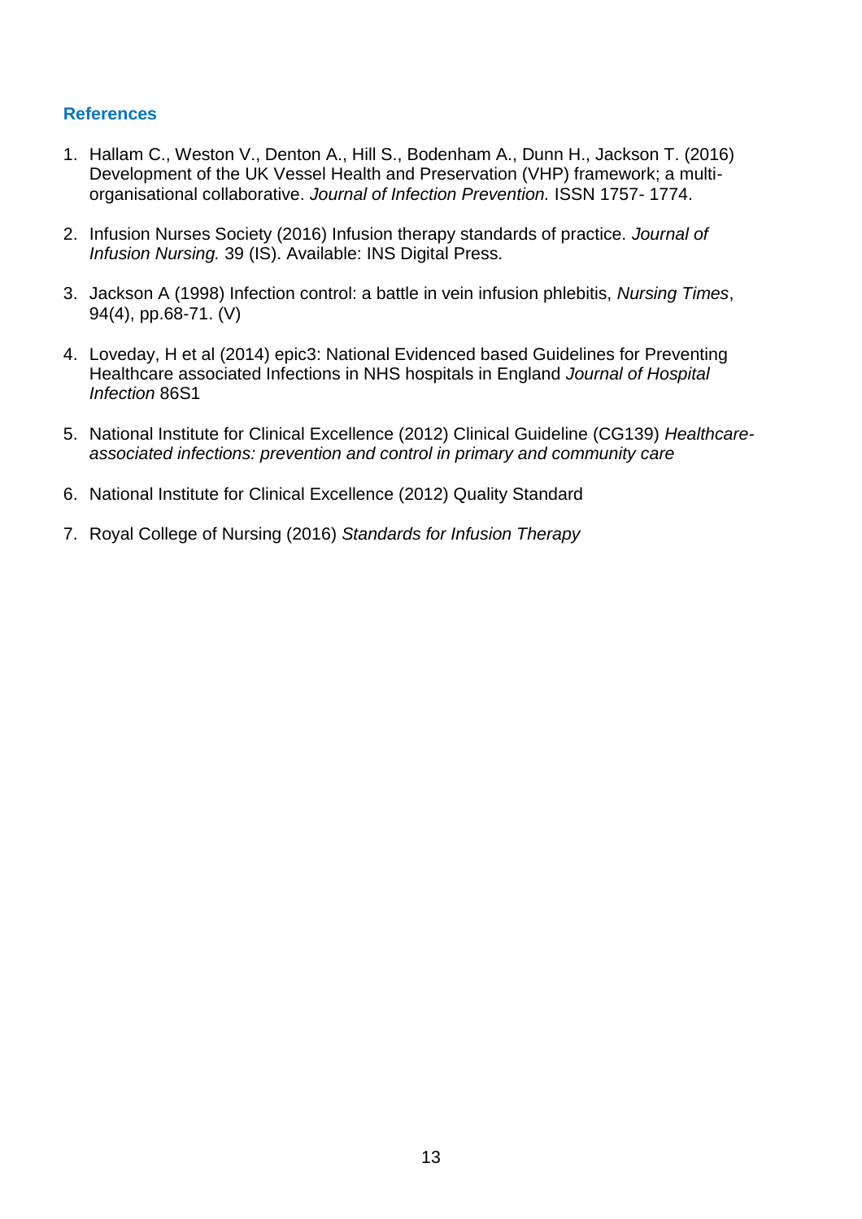## References

1. Hallam C., Weston V., Denton A., Hill S., Bodenham A., Dunn H., Jackson T. (2016) Development of the UK Vessel Health and Preservation (VHP) framework; a multi-organisational collaborative. *Journal of Infection Prevention.* ISSN 1757- 1774.

2. Infusion Nurses Society (2016) Infusion therapy standards of practice. *Journal of Infusion Nursing.* 39 (IS). Available: INS Digital Press.

3. Jackson A (1998) Infection control: a battle in vein infusion phlebitis, *Nursing Times*, 94(4), pp.68-71. (V)

4. Loveday, H et al (2014) epic3: National Evidenced based Guidelines for Preventing Healthcare associated Infections in NHS hospitals in England *Journal of Hospital Infection* 86S1

5. National Institute for Clinical Excellence (2012) Clinical Guideline (CG139) *Healthcare-associated infections: prevention and control in primary and community care*

6. National Institute for Clinical Excellence (2012) Quality Standard

7. Royal College of Nursing (2016) *Standards for Infusion Therapy*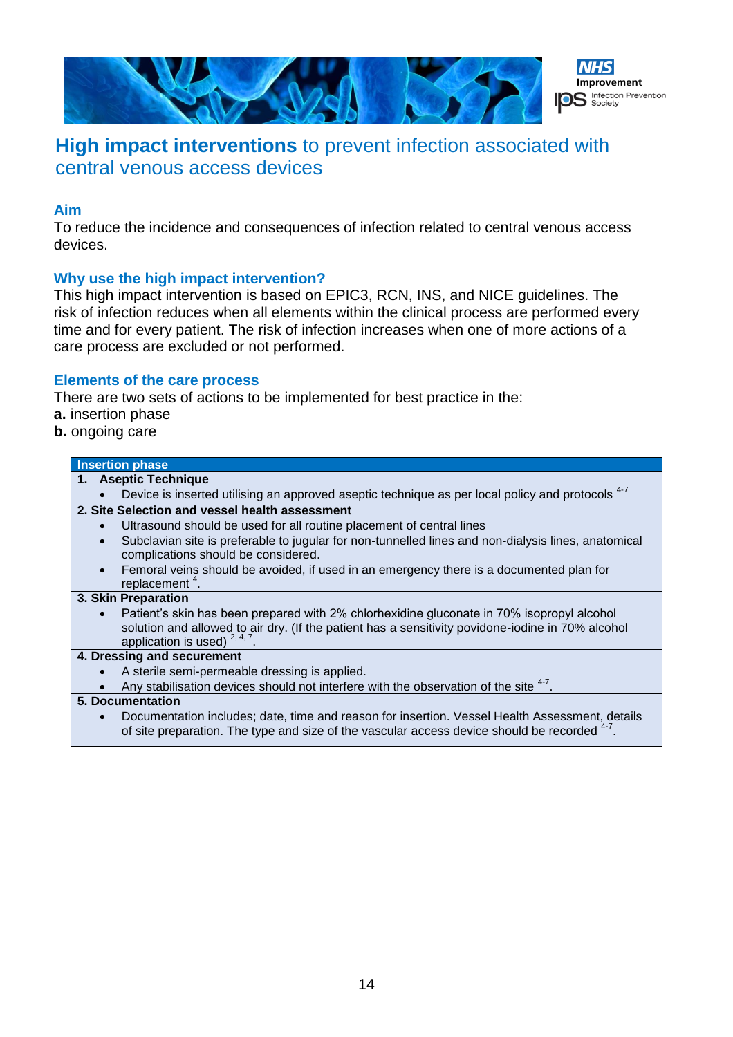# **High impact interventions** to prevent infection associated with central venous access devices

## Aim

To reduce the incidence and consequences of infection related to central venous access devices.

## Why use the high impact intervention?

This high impact intervention is based on EPIC3, RCN, INS, and NICE guidelines. The risk of infection reduces when all elements within the clinical process are performed every time and for every patient. The risk of infection increases when one of more actions of a care process are excluded or not performed.

## Elements of the care process

There are two sets of actions to be implemented for best practice in the:

**a.** insertion phase
**b.** ongoing care

| Insertion phase |
|---|
| **1. Aseptic Technique**<br>• Device is inserted utilising an approved aseptic technique as per local policy and protocols [4-7] |
| **2. Site Selection and vessel health assessment**<br>• Ultrasound should be used for all routine placement of central lines<br>• Subclavian site is preferable to jugular for non-tunnelled lines and non-dialysis lines, anatomical complications should be considered.<br>• Femoral veins should be avoided, if used in an emergency there is a documented plan for replacement [4]. |
| **3. Skin Preparation**<br>• Patient's skin has been prepared with 2% chlorhexidine gluconate in 70% isopropyl alcohol solution and allowed to air dry. (If the patient has a sensitivity povidone-iodine in 70% alcohol application is used) [2, 4, 7]. |
| **4. Dressing and securement**<br>• A sterile semi-permeable dressing is applied.<br>• Any stabilisation devices should not interfere with the observation of the site [4-7]. |
| **5. Documentation**<br>• Documentation includes; date, time and reason for insertion. Vessel Health Assessment, details of site preparation. The type and size of the vascular access device should be recorded [4-7]. |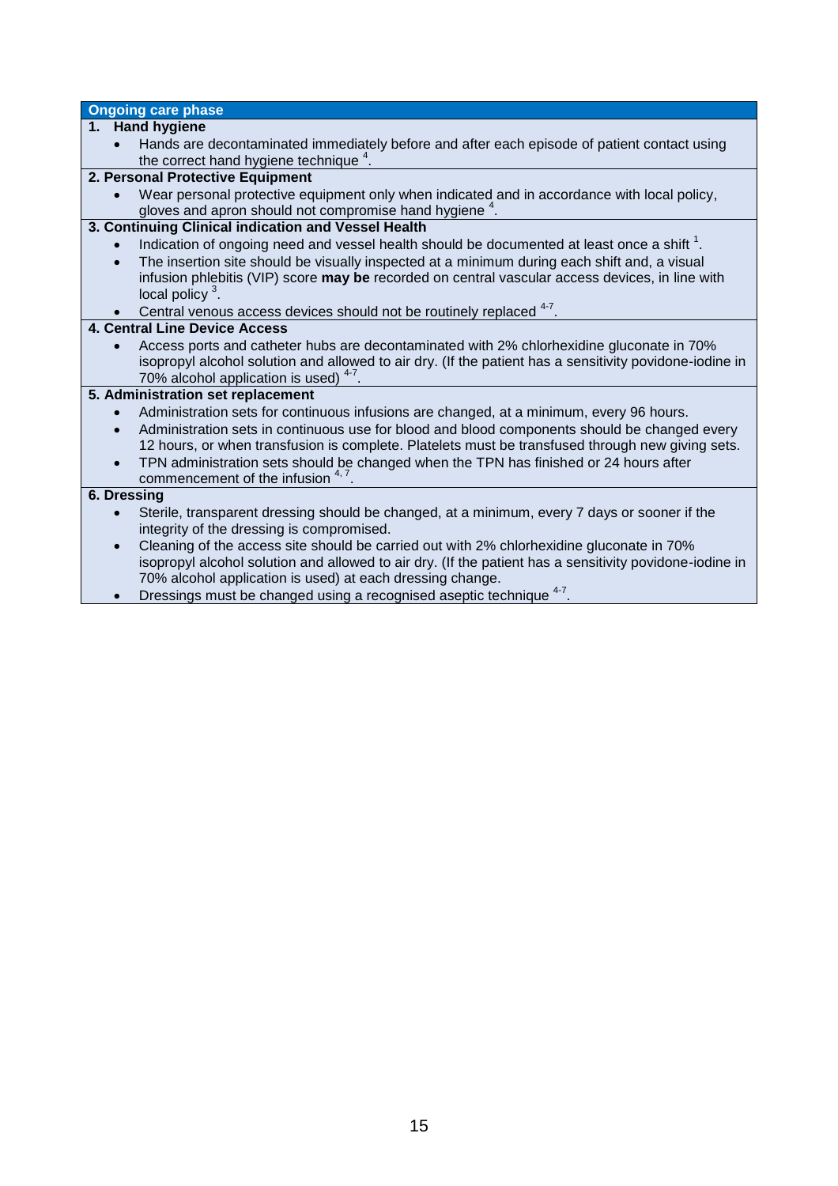## Ongoing care phase

**1. Hand hygiene**

- Hands are decontaminated immediately before and after each episode of patient contact using the correct hand hygiene technique [4].

**2. Personal Protective Equipment**

- Wear personal protective equipment only when indicated and in accordance with local policy, gloves and apron should not compromise hand hygiene [4].

**3. Continuing Clinical indication and Vessel Health**

- Indication of ongoing need and vessel health should be documented at least once a shift [1].
- The insertion site should be visually inspected at a minimum during each shift and, a visual infusion phlebitis (VIP) score **may be** recorded on central vascular access devices, in line with local policy [3].
- Central venous access devices should not be routinely replaced [4-7].

**4. Central Line Device Access**

- Access ports and catheter hubs are decontaminated with 2% chlorhexidine gluconate in 70% isopropyl alcohol solution and allowed to air dry. (If the patient has a sensitivity povidone-iodine in 70% alcohol application is used) [4-7].

**5. Administration set replacement**

- Administration sets for continuous infusions are changed, at a minimum, every 96 hours.
- Administration sets in continuous use for blood and blood components should be changed every 12 hours, or when transfusion is complete. Platelets must be transfused through new giving sets.
- TPN administration sets should be changed when the TPN has finished or 24 hours after commencement of the infusion [4, 7].

**6. Dressing**

- Sterile, transparent dressing should be changed, at a minimum, every 7 days or sooner if the integrity of the dressing is compromised.
- Cleaning of the access site should be carried out with 2% chlorhexidine gluconate in 70% isopropyl alcohol solution and allowed to air dry. (If the patient has a sensitivity povidone-iodine in 70% alcohol application is used) at each dressing change.
- Dressings must be changed using a recognised aseptic technique [4-7].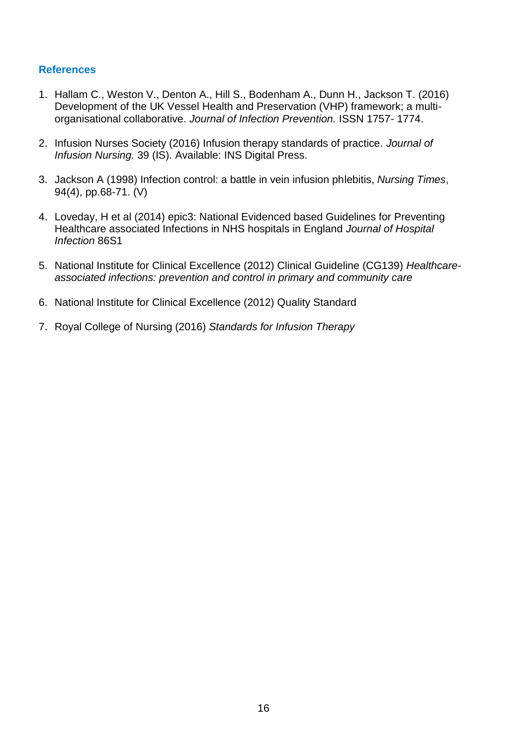## References

1. Hallam C., Weston V., Denton A., Hill S., Bodenham A., Dunn H., Jackson T. (2016) Development of the UK Vessel Health and Preservation (VHP) framework; a multi-organisational collaborative. *Journal of Infection Prevention.* ISSN 1757- 1774.

2. Infusion Nurses Society (2016) Infusion therapy standards of practice. *Journal of Infusion Nursing.* 39 (IS). Available: INS Digital Press.

3. Jackson A (1998) Infection control: a battle in vein infusion phlebitis, *Nursing Times*, 94(4), pp.68-71. (V)

4. Loveday, H et al (2014) epic3: National Evidenced based Guidelines for Preventing Healthcare associated Infections in NHS hospitals in England *Journal of Hospital Infection* 86S1

5. National Institute for Clinical Excellence (2012) Clinical Guideline (CG139) *Healthcare-associated infections: prevention and control in primary and community care*

6. National Institute for Clinical Excellence (2012) Quality Standard

7. Royal College of Nursing (2016) *Standards for Infusion Therapy*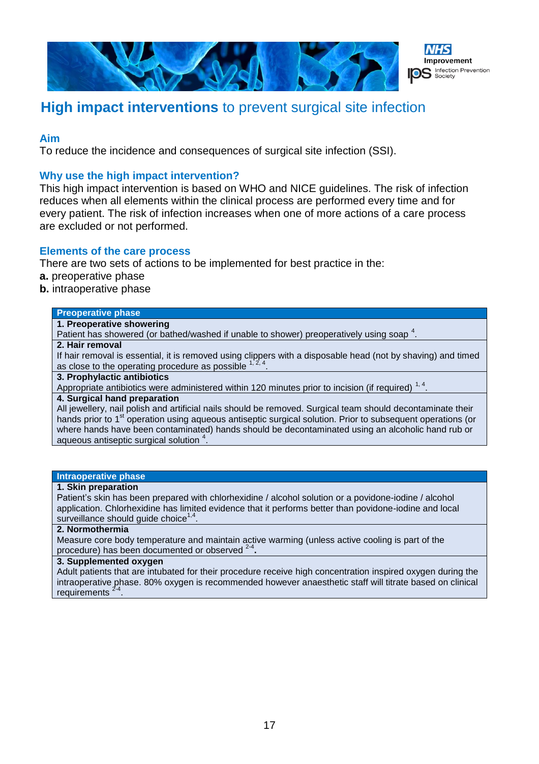# **High impact interventions** to prevent surgical site infection

## Aim

To reduce the incidence and consequences of surgical site infection (SSI).

## Why use the high impact intervention?

This high impact intervention is based on WHO and NICE guidelines. The risk of infection reduces when all elements within the clinical process are performed every time and for every patient. The risk of infection increases when one of more actions of a care process are excluded or not performed.

## Elements of the care process

There are two sets of actions to be implemented for best practice in the:

**a.** preoperative phase
**b.** intraoperative phase

| Preoperative phase |
|---|
| **1. Preoperative showering** |
| Patient has showered (or bathed/washed if unable to shower) preoperatively using soap [4]. |
| **2. Hair removal** |
| If hair removal is essential, it is removed using clippers with a disposable head (not by shaving) and timed as close to the operating procedure as possible [1, 2, 4]. |
| **3. Prophylactic antibiotics** |
| Appropriate antibiotics were administered within 120 minutes prior to incision (if required) [1, 4]. |
| **4. Surgical hand preparation** |
| All jewellery, nail polish and artificial nails should be removed. Surgical team should decontaminate their hands prior to 1st operation using aqueous antiseptic surgical solution. Prior to subsequent operations (or where hands have been contaminated) hands should be decontaminated using an alcoholic hand rub or aqueous antiseptic surgical solution [4]. |

| Intraoperative phase |
|---|
| **1. Skin preparation** |
| Patient's skin has been prepared with chlorhexidine / alcohol solution or a povidone-iodine / alcohol application. Chlorhexidine has limited evidence that it performs better than povidone-iodine and local surveillance should guide choice[1,4]. |
| **2. Normothermia** |
| Measure core body temperature and maintain active warming (unless active cooling is part of the procedure) has been documented or observed [2-4]. |
| **3. Supplemented oxygen** |
| Adult patients that are intubated for their procedure receive high concentration inspired oxygen during the intraoperative phase. 80% oxygen is recommended however anaesthetic staff will titrate based on clinical requirements [2-4]. |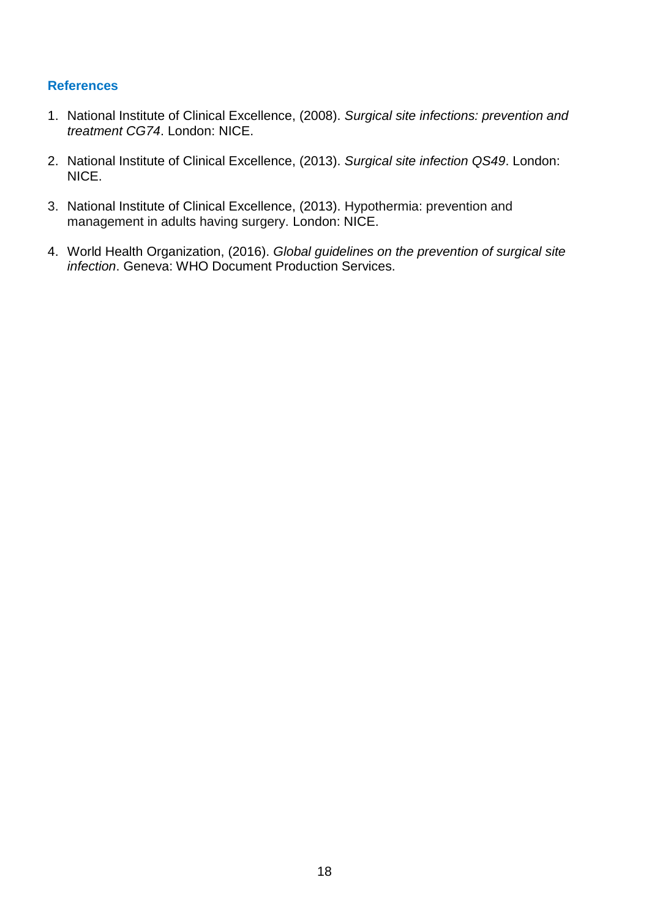## References

1. National Institute of Clinical Excellence, (2008). *Surgical site infections: prevention and treatment CG74*. London: NICE.

2. National Institute of Clinical Excellence, (2013). *Surgical site infection QS49*. London: NICE.

3. National Institute of Clinical Excellence, (2013). Hypothermia: prevention and management in adults having surgery. London: NICE.

4. World Health Organization, (2016). *Global guidelines on the prevention of surgical site infection*. Geneva: WHO Document Production Services.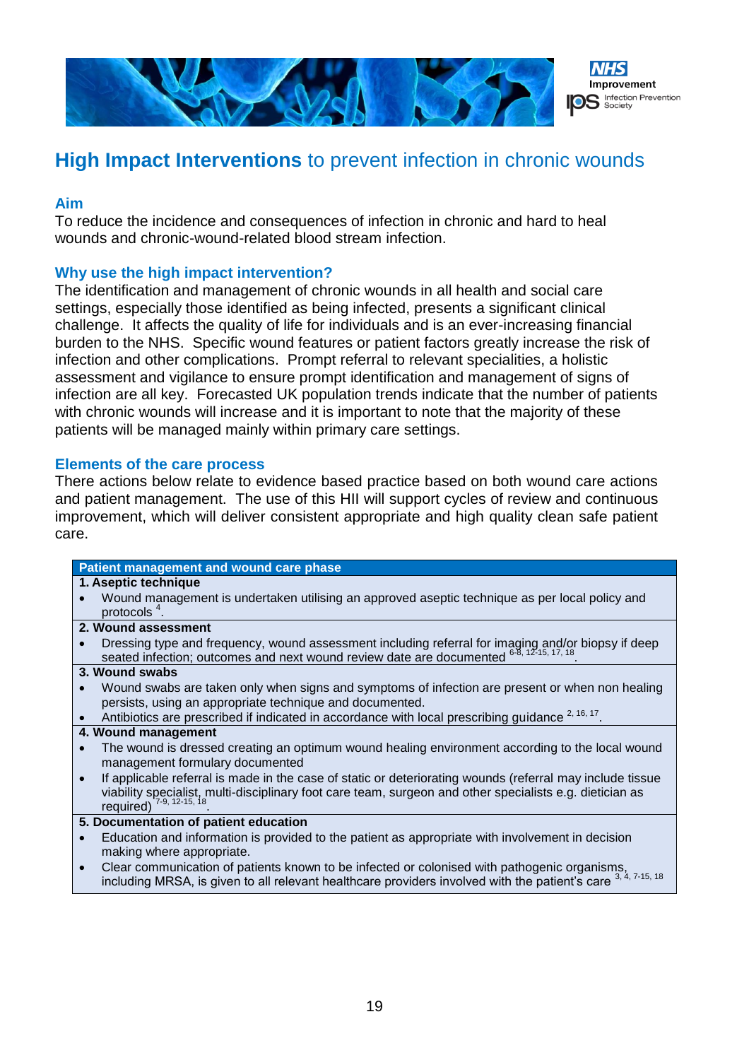# **High Impact Interventions** to prevent infection in chronic wounds

### Aim

To reduce the incidence and consequences of infection in chronic and hard to heal wounds and chronic-wound-related blood stream infection.

### Why use the high impact intervention?

The identification and management of chronic wounds in all health and social care settings, especially those identified as being infected, presents a significant clinical challenge. It affects the quality of life for individuals and is an ever-increasing financial burden to the NHS. Specific wound features or patient factors greatly increase the risk of infection and other complications. Prompt referral to relevant specialities, a holistic assessment and vigilance to ensure prompt identification and management of signs of infection are all key. Forecasted UK population trends indicate that the number of patients with chronic wounds will increase and it is important to note that the majority of these patients will be managed mainly within primary care settings.

### Elements of the care process

There actions below relate to evidence based practice based on both wound care actions and patient management. The use of this HII will support cycles of review and continuous improvement, which will deliver consistent appropriate and high quality clean safe patient care.

| Patient management and wound care phase |
|---|
| **1. Aseptic technique**<br>• Wound management is undertaken utilising an approved aseptic technique as per local policy and protocols [4]. |
| **2. Wound assessment**<br>• Dressing type and frequency, wound assessment including referral for imaging and/or biopsy if deep seated infection; outcomes and next wound review date are documented [6-8, 12-15, 17, 18]. |
| **3. Wound swabs**<br>• Wound swabs are taken only when signs and symptoms of infection are present or when non healing persists, using an appropriate technique and documented.<br>• Antibiotics are prescribed if indicated in accordance with local prescribing guidance [2, 16, 17]. |
| **4. Wound management**<br>• The wound is dressed creating an optimum wound healing environment according to the local wound management formulary documented<br>• If applicable referral is made in the case of static or deteriorating wounds (referral may include tissue viability specialist, multi-disciplinary foot care team, surgeon and other specialists e.g. dietician as required) [7-9, 12-15, 18]. |
| **5. Documentation of patient education**<br>• Education and information is provided to the patient as appropriate with involvement in decision making where appropriate.<br>• Clear communication of patients known to be infected or colonised with pathogenic organisms, including MRSA, is given to all relevant healthcare providers involved with the patient's care [3, 4, 7-15, 18] |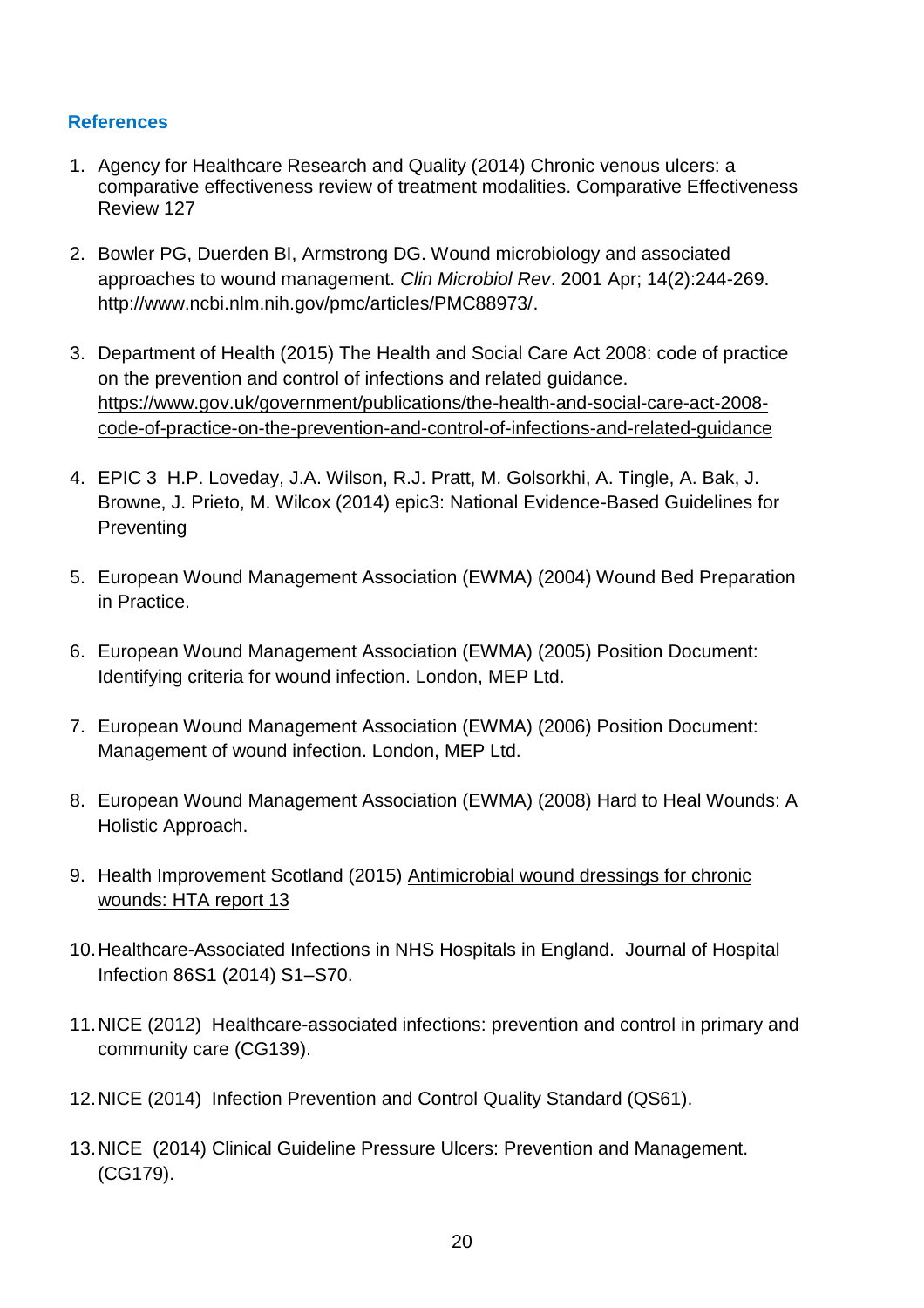## References

1. Agency for Healthcare Research and Quality (2014) Chronic venous ulcers: a comparative effectiveness review of treatment modalities. Comparative Effectiveness Review 127

2. Bowler PG, Duerden BI, Armstrong DG. Wound microbiology and associated approaches to wound management. *Clin Microbiol Rev*. 2001 Apr; 14(2):244-269. http://www.ncbi.nlm.nih.gov/pmc/articles/PMC88973/.

3. Department of Health (2015) The Health and Social Care Act 2008: code of practice on the prevention and control of infections and related guidance. https://www.gov.uk/government/publications/the-health-and-social-care-act-2008-code-of-practice-on-the-prevention-and-control-of-infections-and-related-guidance

4. EPIC 3 H.P. Loveday, J.A. Wilson, R.J. Pratt, M. Golsorkhi, A. Tingle, A. Bak, J. Browne, J. Prieto, M. Wilcox (2014) epic3: National Evidence-Based Guidelines for Preventing

5. European Wound Management Association (EWMA) (2004) Wound Bed Preparation in Practice.

6. European Wound Management Association (EWMA) (2005) Position Document: Identifying criteria for wound infection. London, MEP Ltd.

7. European Wound Management Association (EWMA) (2006) Position Document: Management of wound infection. London, MEP Ltd.

8. European Wound Management Association (EWMA) (2008) Hard to Heal Wounds: A Holistic Approach.

9. Health Improvement Scotland (2015) Antimicrobial wound dressings for chronic wounds: HTA report 13

10. Healthcare-Associated Infections in NHS Hospitals in England. Journal of Hospital Infection 86S1 (2014) S1–S70.

11. NICE (2012) Healthcare-associated infections: prevention and control in primary and community care (CG139).

12. NICE (2014) Infection Prevention and Control Quality Standard (QS61).

13. NICE (2014) Clinical Guideline Pressure Ulcers: Prevention and Management. (CG179).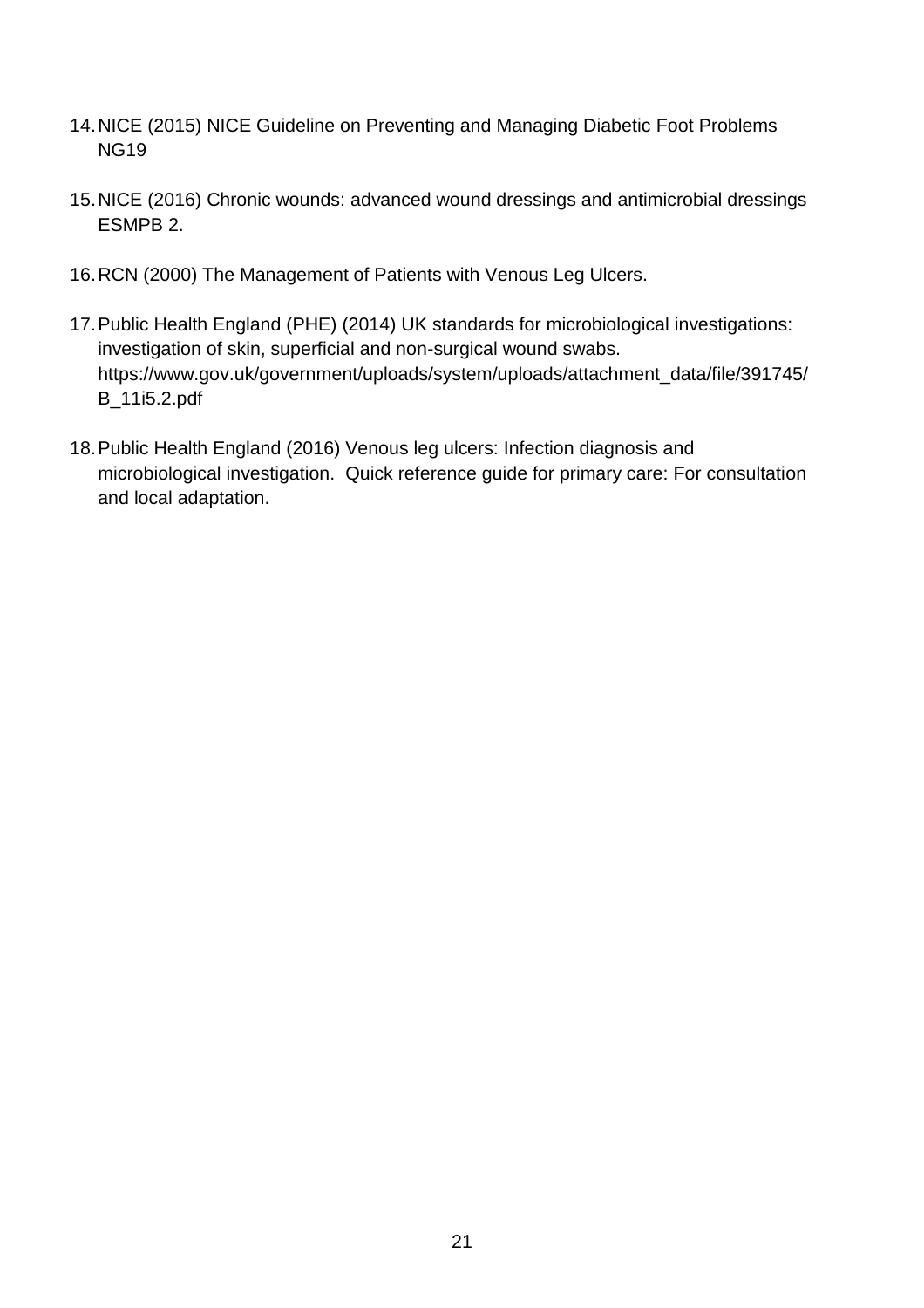14. NICE (2015) NICE Guideline on Preventing and Managing Diabetic Foot Problems NG19

15. NICE (2016) Chronic wounds: advanced wound dressings and antimicrobial dressings ESMPB 2.

16. RCN (2000) The Management of Patients with Venous Leg Ulcers.

17. Public Health England (PHE) (2014) UK standards for microbiological investigations: investigation of skin, superficial and non-surgical wound swabs. https://www.gov.uk/government/uploads/system/uploads/attachment_data/file/391745/B_11i5.2.pdf

18. Public Health England (2016) Venous leg ulcers: Infection diagnosis and microbiological investigation. Quick reference guide for primary care: For consultation and local adaptation.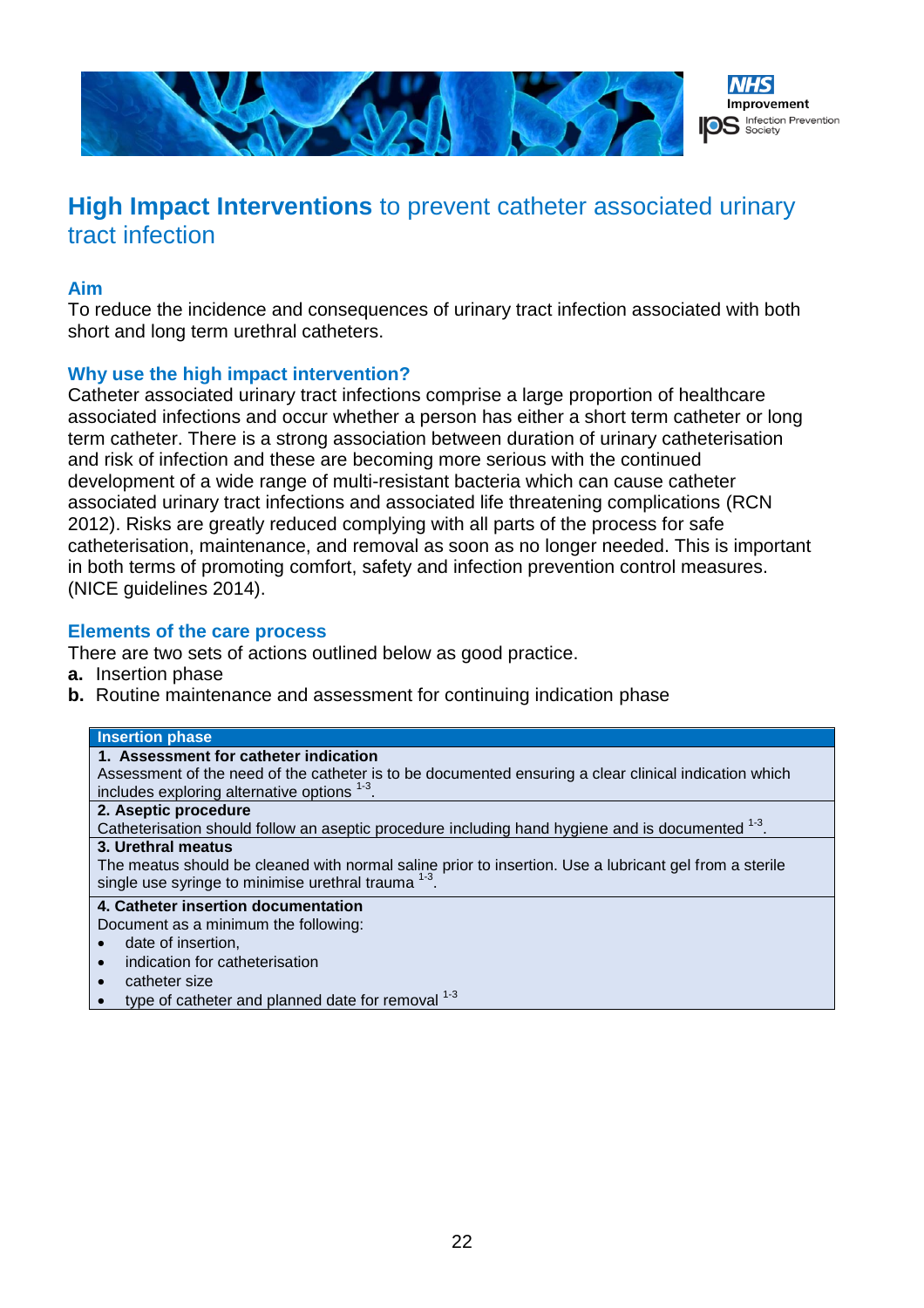# **High Impact Interventions** to prevent catheter associated urinary tract infection

## Aim

To reduce the incidence and consequences of urinary tract infection associated with both short and long term urethral catheters.

## Why use the high impact intervention?

Catheter associated urinary tract infections comprise a large proportion of healthcare associated infections and occur whether a person has either a short term catheter or long term catheter. There is a strong association between duration of urinary catheterisation and risk of infection and these are becoming more serious with the continued development of a wide range of multi-resistant bacteria which can cause catheter associated urinary tract infections and associated life threatening complications (RCN 2012). Risks are greatly reduced complying with all parts of the process for safe catheterisation, maintenance, and removal as soon as no longer needed. This is important in both terms of promoting comfort, safety and infection prevention control measures. (NICE guidelines 2014).

## Elements of the care process

There are two sets of actions outlined below as good practice.

**a.** Insertion phase
**b.** Routine maintenance and assessment for continuing indication phase

| Insertion phase |
|---|
| **1. Assessment for catheter indication**<br>Assessment of the need of the catheter is to be documented ensuring a clear clinical indication which includes exploring alternative options [1-3]. |
| **2. Aseptic procedure**<br>Catheterisation should follow an aseptic procedure including hand hygiene and is documented [1-3]. |
| **3. Urethral meatus**<br>The meatus should be cleaned with normal saline prior to insertion. Use a lubricant gel from a sterile single use syringe to minimise urethral trauma [1-3]. |
| **4. Catheter insertion documentation**<br>Document as a minimum the following:<br>• date of insertion,<br>• indication for catheterisation<br>• catheter size<br>• type of catheter and planned date for removal [1-3] |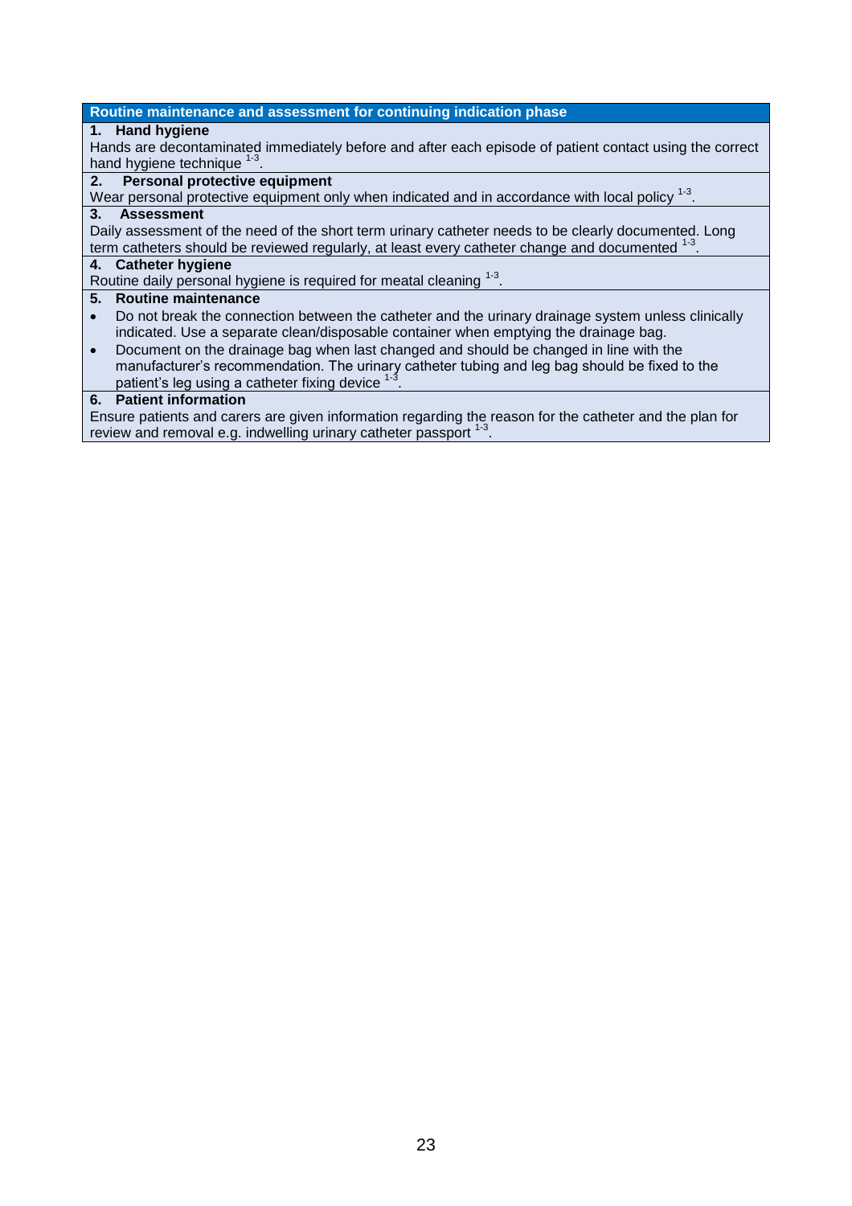**Routine maintenance and assessment for continuing indication phase**

**1. Hand hygiene**

Hands are decontaminated immediately before and after each episode of patient contact using the correct hand hygiene technique [1-3].

**2. Personal protective equipment**

Wear personal protective equipment only when indicated and in accordance with local policy [1-3].

**3. Assessment**

Daily assessment of the need of the short term urinary catheter needs to be clearly documented. Long term catheters should be reviewed regularly, at least every catheter change and documented [1-3].

**4. Catheter hygiene**

Routine daily personal hygiene is required for meatal cleaning [1-3].

**5. Routine maintenance**

- Do not break the connection between the catheter and the urinary drainage system unless clinically indicated. Use a separate clean/disposable container when emptying the drainage bag.
- Document on the drainage bag when last changed and should be changed in line with the manufacturer's recommendation. The urinary catheter tubing and leg bag should be fixed to the patient's leg using a catheter fixing device [1-3].

**6. Patient information**

Ensure patients and carers are given information regarding the reason for the catheter and the plan for review and removal e.g. indwelling urinary catheter passport [1-3].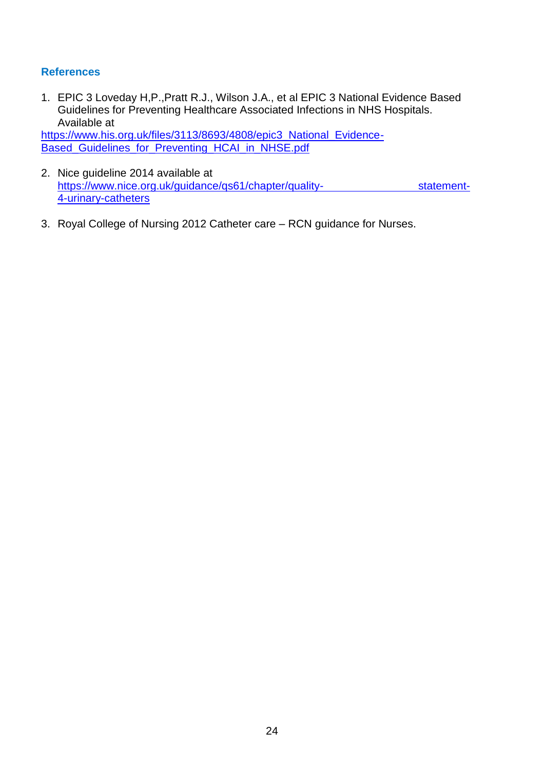## References

1. EPIC 3 Loveday H,P.,Pratt R.J., Wilson J.A., et al EPIC 3 National Evidence Based Guidelines for Preventing Healthcare Associated Infections in NHS Hospitals. Available at https://www.his.org.uk/files/3113/8693/4808/epic3_National_Evidence-Based_Guidelines_for_Preventing_HCAI_in_NHSE.pdf

2. Nice guideline 2014 available at https://www.nice.org.uk/guidance/qs61/chapter/quality-statement-4-urinary-catheters

3. Royal College of Nursing 2012 Catheter care – RCN guidance for Nurses.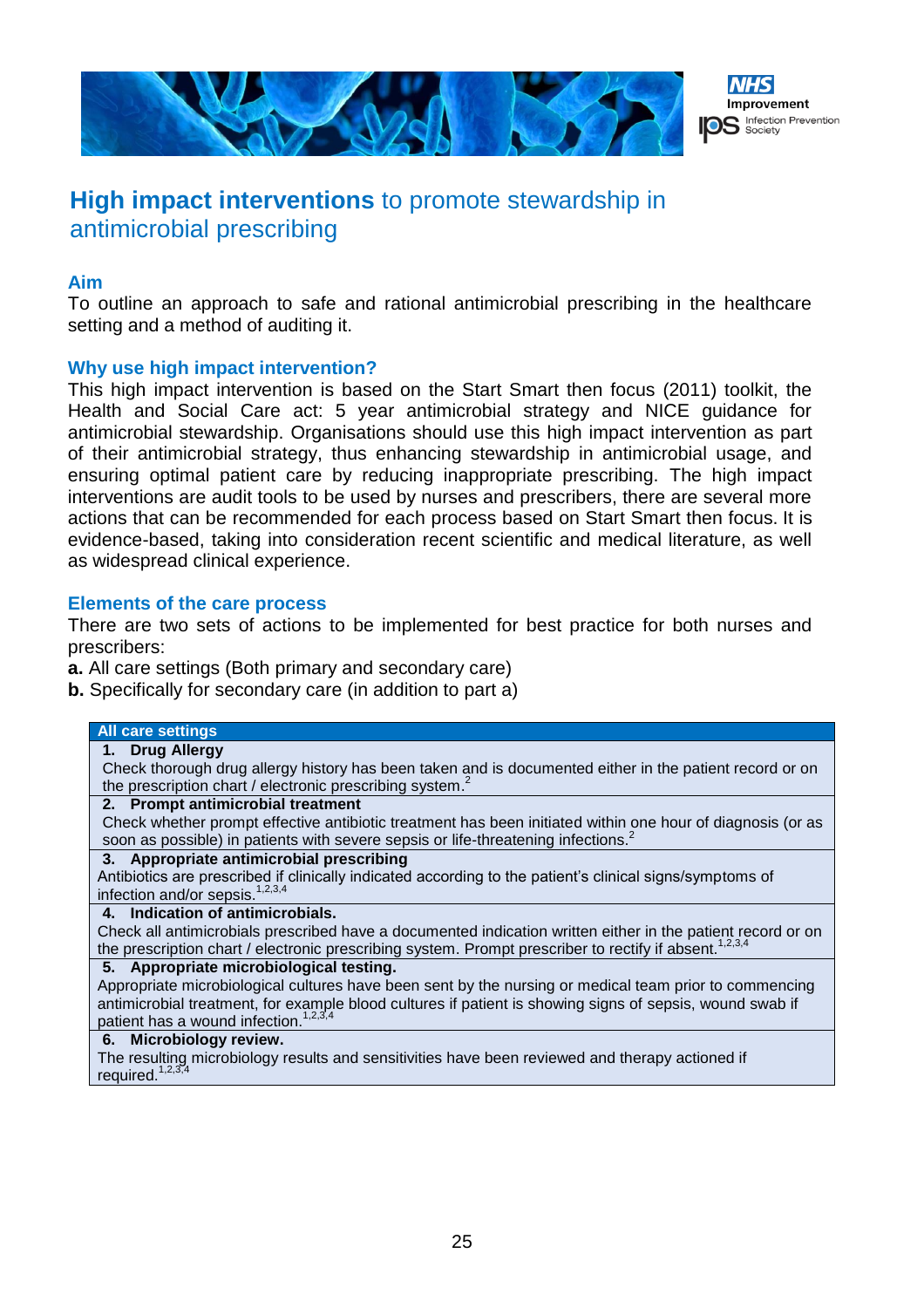# **High impact interventions** to promote stewardship in antimicrobial prescribing

## Aim

To outline an approach to safe and rational antimicrobial prescribing in the healthcare setting and a method of auditing it.

## Why use high impact intervention?

This high impact intervention is based on the Start Smart then focus (2011) toolkit, the Health and Social Care act: 5 year antimicrobial strategy and NICE guidance for antimicrobial stewardship. Organisations should use this high impact intervention as part of their antimicrobial strategy, thus enhancing stewardship in antimicrobial usage, and ensuring optimal patient care by reducing inappropriate prescribing. The high impact interventions are audit tools to be used by nurses and prescribers, there are several more actions that can be recommended for each process based on Start Smart then focus. It is evidence-based, taking into consideration recent scientific and medical literature, as well as widespread clinical experience.

## Elements of the care process

There are two sets of actions to be implemented for best practice for both nurses and prescribers:

**a.** All care settings (Both primary and secondary care)

**b.** Specifically for secondary care (in addition to part a)

| All care settings |
|---|
| **1. Drug Allergy**<br>Check thorough drug allergy history has been taken and is documented either in the patient record or on the prescription chart / electronic prescribing system.[2] |
| **2. Prompt antimicrobial treatment**<br>Check whether prompt effective antibiotic treatment has been initiated within one hour of diagnosis (or as soon as possible) in patients with severe sepsis or life-threatening infections.[2] |
| **3. Appropriate antimicrobial prescribing**<br>Antibiotics are prescribed if clinically indicated according to the patient's clinical signs/symptoms of infection and/or sepsis.[1,2,3,4] |
| **4. Indication of antimicrobials.**<br>Check all antimicrobials prescribed have a documented indication written either in the patient record or on the prescription chart / electronic prescribing system. Prompt prescriber to rectify if absent.[1,2,3,4] |
| **5. Appropriate microbiological testing.**<br>Appropriate microbiological cultures have been sent by the nursing or medical team prior to commencing antimicrobial treatment, for example blood cultures if patient is showing signs of sepsis, wound swab if patient has a wound infection.[1,2,3,4] |
| **6. Microbiology review.**<br>The resulting microbiology results and sensitivities have been reviewed and therapy actioned if required.[1,2,3,4] |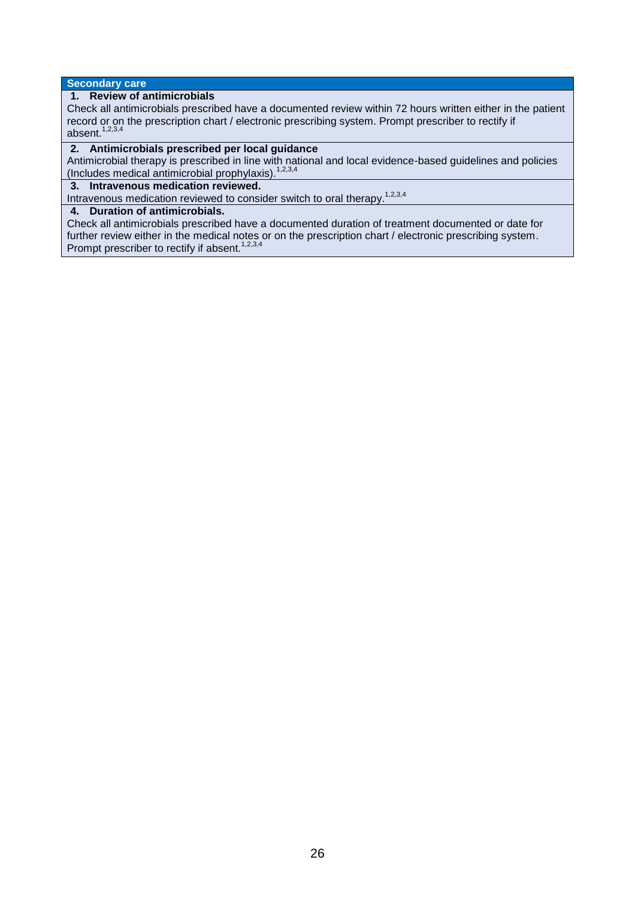## Secondary care

**1. Review of antimicrobials**

Check all antimicrobials prescribed have a documented review within 72 hours written either in the patient record or on the prescription chart / electronic prescribing system. Prompt prescriber to rectify if absent.[1,2,3,4]

**2. Antimicrobials prescribed per local guidance**

Antimicrobial therapy is prescribed in line with national and local evidence-based guidelines and policies (Includes medical antimicrobial prophylaxis).[1,2,3,4]

**3. Intravenous medication reviewed.**

Intravenous medication reviewed to consider switch to oral therapy.[1,2,3,4]

**4. Duration of antimicrobials.**

Check all antimicrobials prescribed have a documented duration of treatment documented or date for further review either in the medical notes or on the prescription chart / electronic prescribing system. Prompt prescriber to rectify if absent.[1,2,3,4]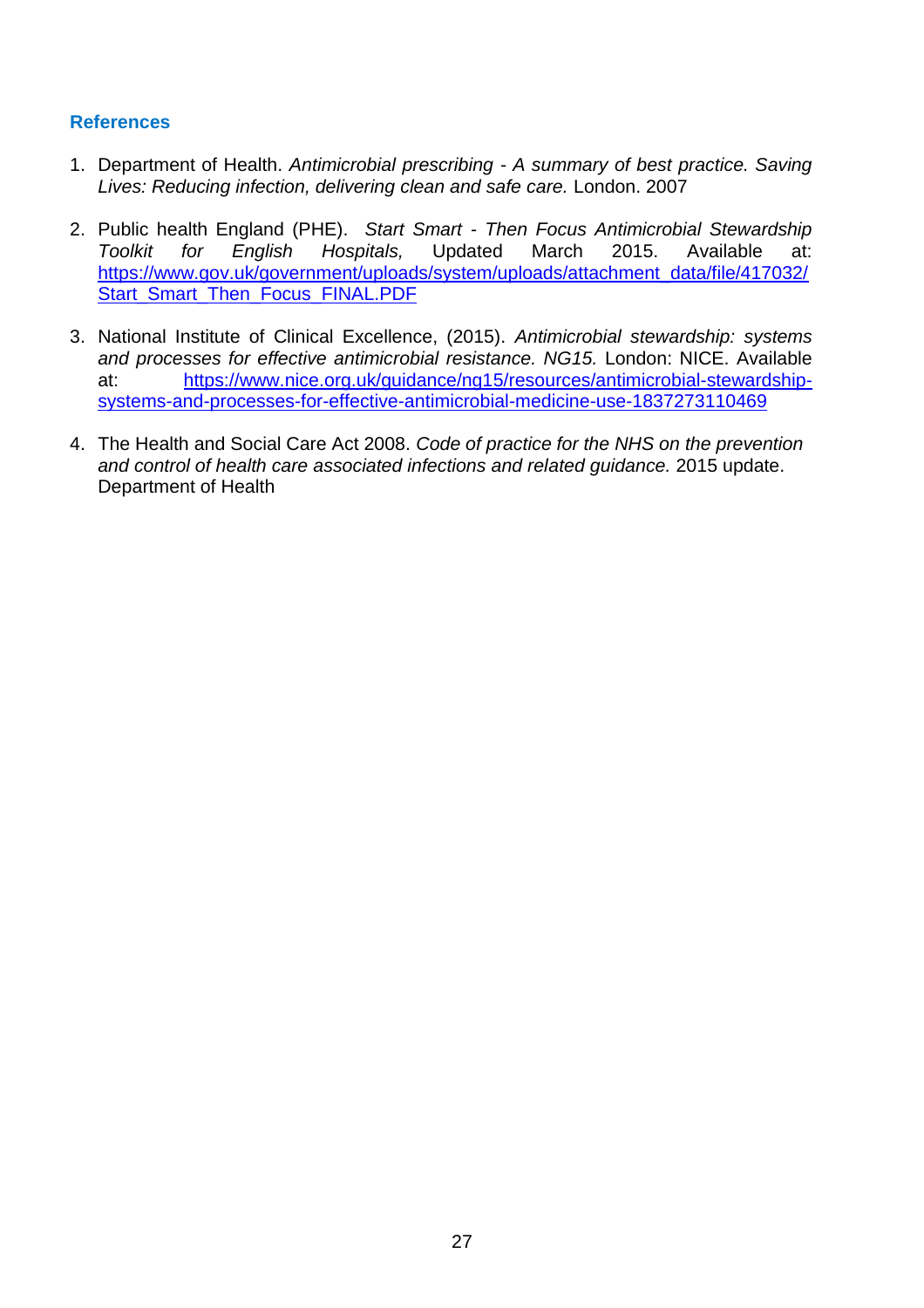## References

1. Department of Health. *Antimicrobial prescribing - A summary of best practice. Saving Lives: Reducing infection, delivering clean and safe care.* London. 2007

2. Public health England (PHE). *Start Smart - Then Focus Antimicrobial Stewardship Toolkit for English Hospitals,* Updated March 2015. Available at: [https://www.gov.uk/government/uploads/system/uploads/attachment_data/file/417032/Start_Smart_Then_Focus_FINAL.PDF](https://www.gov.uk/government/uploads/system/uploads/attachment_data/file/417032/Start_Smart_Then_Focus_FINAL.PDF)

3. National Institute of Clinical Excellence, (2015). *Antimicrobial stewardship: systems and processes for effective antimicrobial resistance. NG15.* London: NICE. Available at: [https://www.nice.org.uk/guidance/ng15/resources/antimicrobial-stewardship-systems-and-processes-for-effective-antimicrobial-medicine-use-1837273110469](https://www.nice.org.uk/guidance/ng15/resources/antimicrobial-stewardship-systems-and-processes-for-effective-antimicrobial-medicine-use-1837273110469)

4. The Health and Social Care Act 2008. *Code of practice for the NHS on the prevention and control of health care associated infections and related guidance.* 2015 update. Department of Health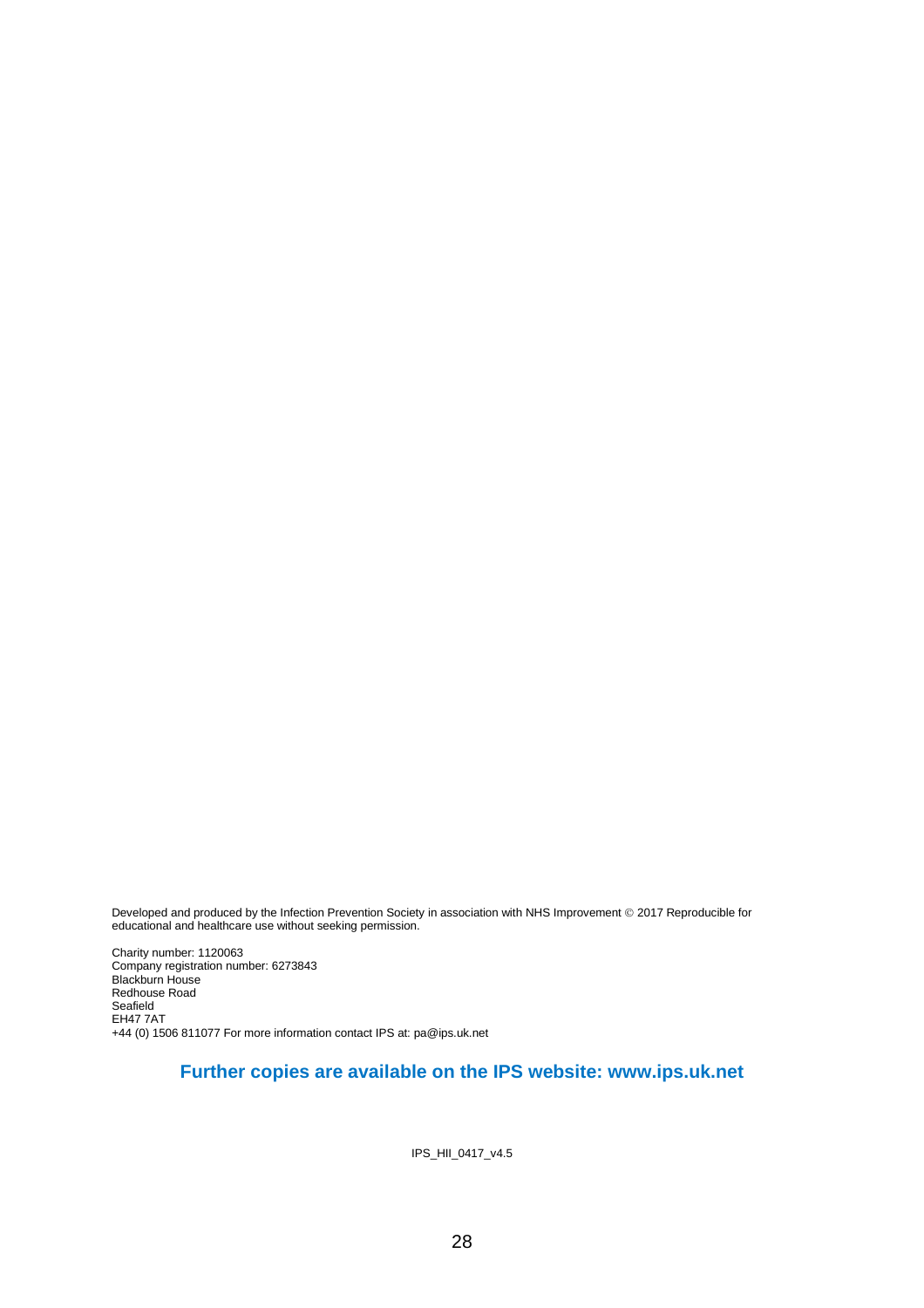Developed and produced by the Infection Prevention Society in association with NHS Improvement © 2017 Reproducible for educational and healthcare use without seeking permission.

Charity number: 1120063
Company registration number: 6273843
Blackburn House
Redhouse Road
Seafield
EH47 7AT
+44 (0) 1506 811077 For more information contact IPS at: pa@ips.uk.net

**Further copies are available on the IPS website: www.ips.uk.net**

IPS_HII_0417_v4.5